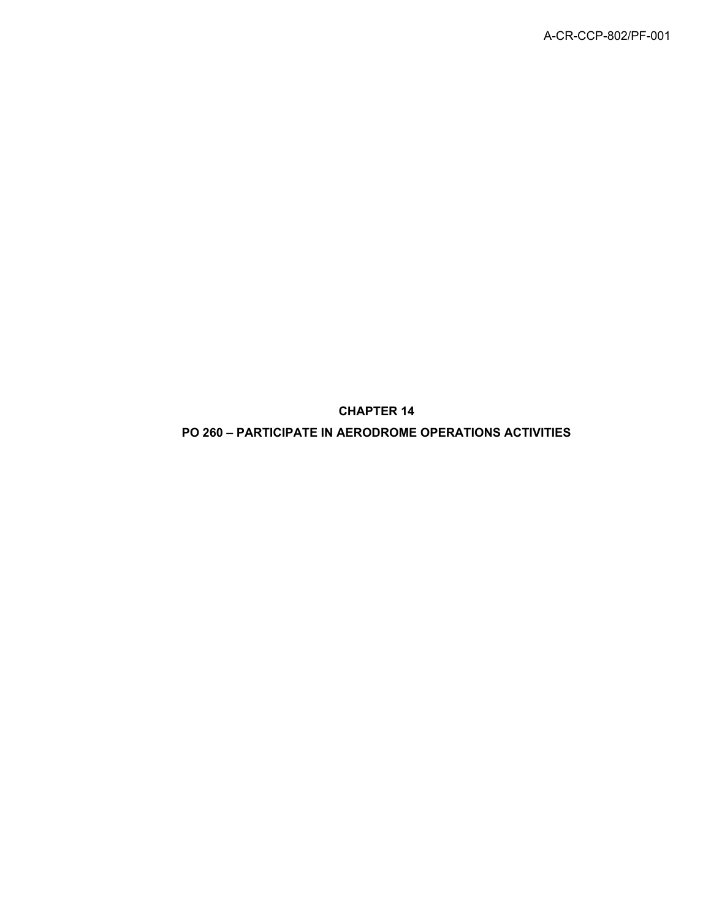# CHAPTER 14

# PO 260 – PARTICIPATE IN AERODROME OPERATIONS ACTIVITIES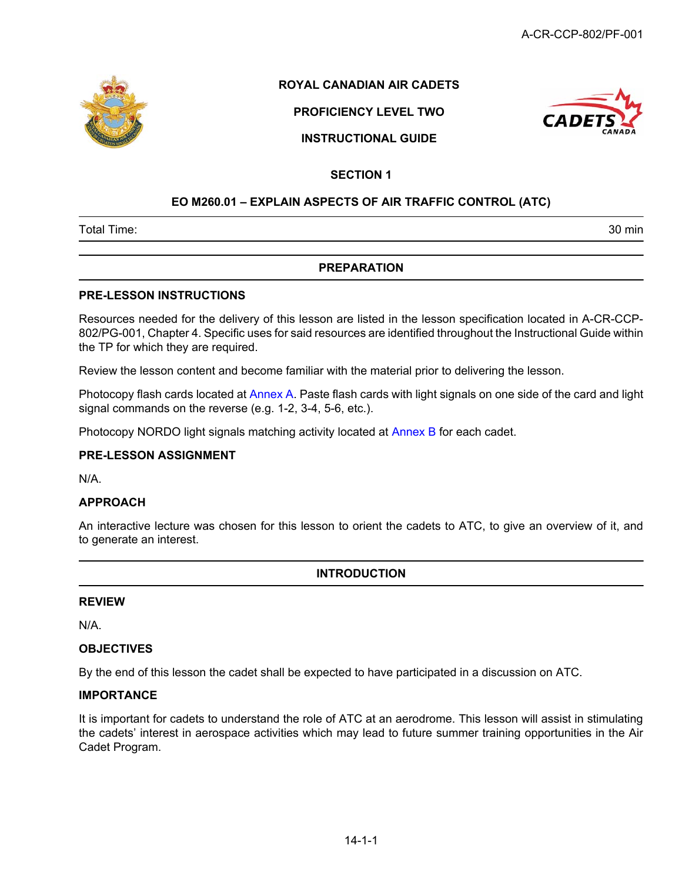ROYAL CANADIAN AIR CADETS

PROFICIENCY LEVEL TWO

INSTRUCTIONAL GUIDE

## SECTION 1

## EO M260.01 – EXPLAIN ASPECTS OF AIR TRAFFIC CONTROL (ATC)

Total Time: 30 min

## PREPARATION

### PRE-LESSON INSTRUCTIONS

Resources needed for the delivery of this lesson are listed in the lesson specification located in A-CR-CCP-802/PG-001, Chapter 4. Specific uses for said resources are identified throughout the Instructional Guide within the TP for which they are required.

Review the lesson content and become familiar with the material prior to delivering the lesson.

Photocopy flash cards located at Annex A. Paste flash cards with light signals on one side of the card and light signal commands on the reverse (e.g. 1-2, 3-4, 5-6, etc.).

Photocopy NORDO light signals matching activity located at Annex B for each cadet.

### PRE-LESSON ASSIGNMENT

N/A.

### APPROACH

An interactive lecture was chosen for this lesson to orient the cadets to ATC, to give an overview of it, and to generate an interest.

## INTRODUCTION

### REVIEW

N/A.

### OBJECTIVES

By the end of this lesson the cadet shall be expected to have participated in a discussion on ATC.

### IMPORTANCE

It is important for cadets to understand the role of ATC at an aerodrome. This lesson will assist in stimulating the cadets' interest in aerospace activities which may lead to future summer training opportunities in the Air Cadet Program.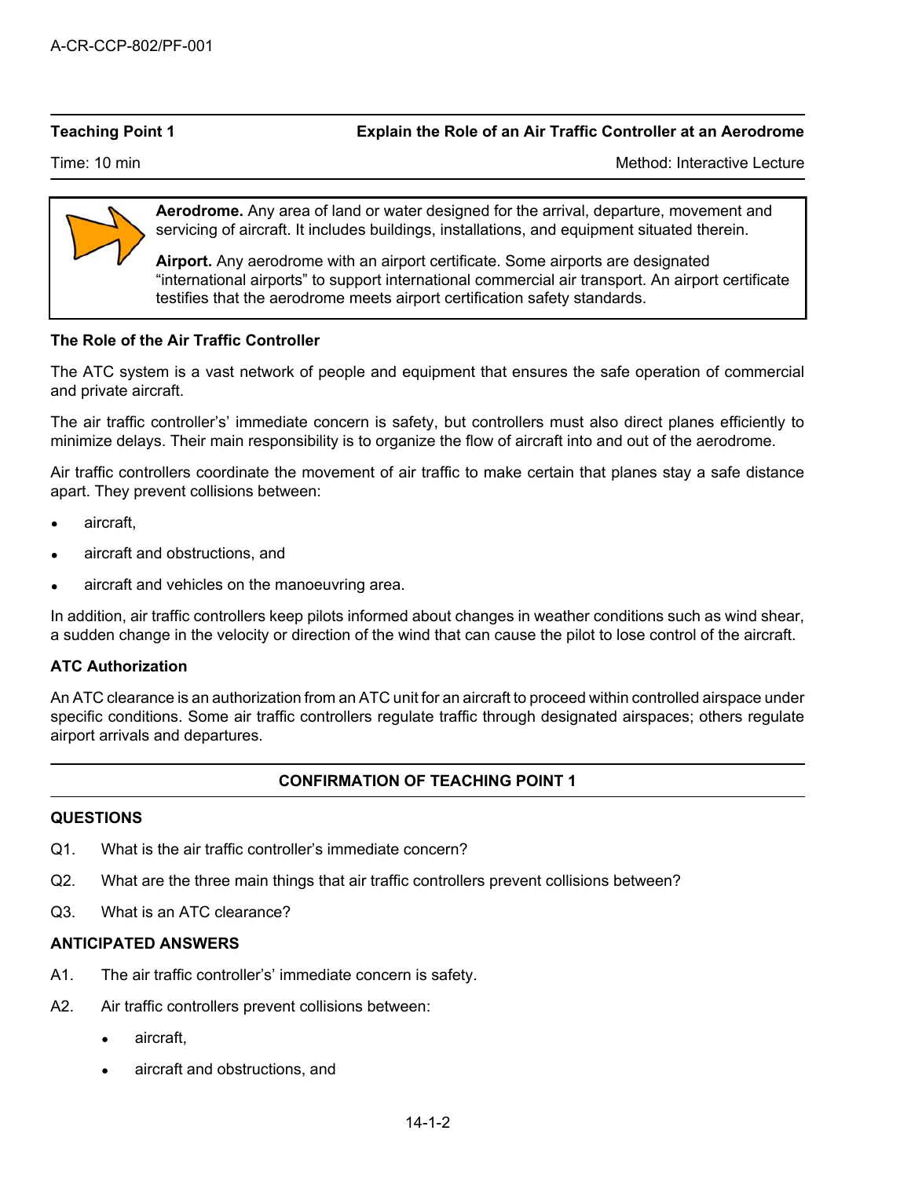**Teaching Point 1** **Explain the Role of an Air Traffic Controller at an Aerodrome**

Time: 10 min Method: Interactive Lecture

**Aerodrome.** Any area of land or water designed for the arrival, departure, movement and servicing of aircraft. It includes buildings, installations, and equipment situated therein.

**Airport.** Any aerodrome with an airport certificate. Some airports are designated "international airports" to support international commercial air transport. An airport certificate testifies that the aerodrome meets airport certification safety standards.

**The Role of the Air Traffic Controller**

The ATC system is a vast network of people and equipment that ensures the safe operation of commercial and private aircraft.

The air traffic controller's' immediate concern is safety, but controllers must also direct planes efficiently to minimize delays. Their main responsibility is to organize the flow of aircraft into and out of the aerodrome.

Air traffic controllers coordinate the movement of air traffic to make certain that planes stay a safe distance apart. They prevent collisions between:

- aircraft,
- aircraft and obstructions, and
- aircraft and vehicles on the manoeuvring area.

In addition, air traffic controllers keep pilots informed about changes in weather conditions such as wind shear, a sudden change in the velocity or direction of the wind that can cause the pilot to lose control of the aircraft.

**ATC Authorization**

An ATC clearance is an authorization from an ATC unit for an aircraft to proceed within controlled airspace under specific conditions. Some air traffic controllers regulate traffic through designated airspaces; others regulate airport arrivals and departures.

**CONFIRMATION OF TEACHING POINT 1**

**QUESTIONS**

Q1. What is the air traffic controller's immediate concern?

Q2. What are the three main things that air traffic controllers prevent collisions between?

Q3. What is an ATC clearance?

**ANTICIPATED ANSWERS**

A1. The air traffic controller's' immediate concern is safety.

A2. Air traffic controllers prevent collisions between:

- aircraft,
- aircraft and obstructions, and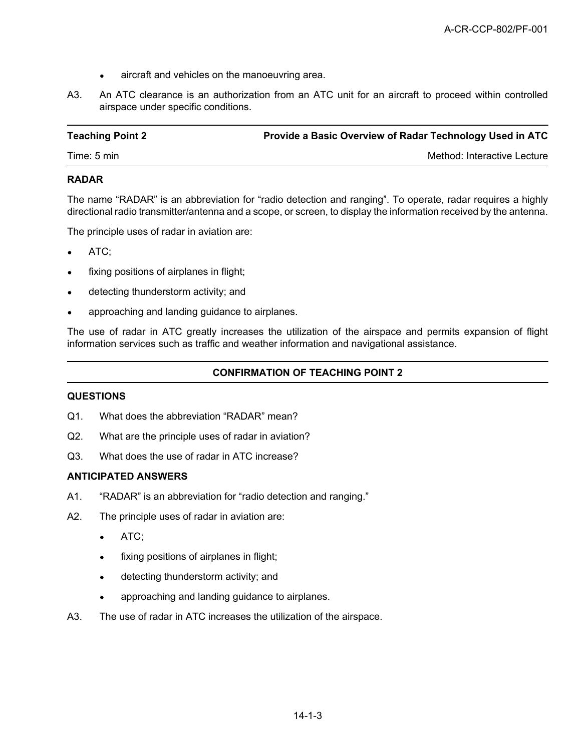- aircraft and vehicles on the manoeuvring area.

A3. An ATC clearance is an authorization from an ATC unit for an aircraft to proceed within controlled airspace under specific conditions.

| Teaching Point 2 | Provide a Basic Overview of Radar Technology Used in ATC |
|---|---|
| Time: 5 min | Method: Interactive Lecture |

**RADAR**

The name "RADAR" is an abbreviation for "radio detection and ranging". To operate, radar requires a highly directional radio transmitter/antenna and a scope, or screen, to display the information received by the antenna.

The principle uses of radar in aviation are:

- ATC;
- fixing positions of airplanes in flight;
- detecting thunderstorm activity; and
- approaching and landing guidance to airplanes.

The use of radar in ATC greatly increases the utilization of the airspace and permits expansion of flight information services such as traffic and weather information and navigational assistance.

**CONFIRMATION OF TEACHING POINT 2**

**QUESTIONS**

Q1. What does the abbreviation "RADAR" mean?

Q2. What are the principle uses of radar in aviation?

Q3. What does the use of radar in ATC increase?

**ANTICIPATED ANSWERS**

A1. "RADAR" is an abbreviation for "radio detection and ranging."

A2. The principle uses of radar in aviation are:

- ATC;
- fixing positions of airplanes in flight;
- detecting thunderstorm activity; and
- approaching and landing guidance to airplanes.

A3. The use of radar in ATC increases the utilization of the airspace.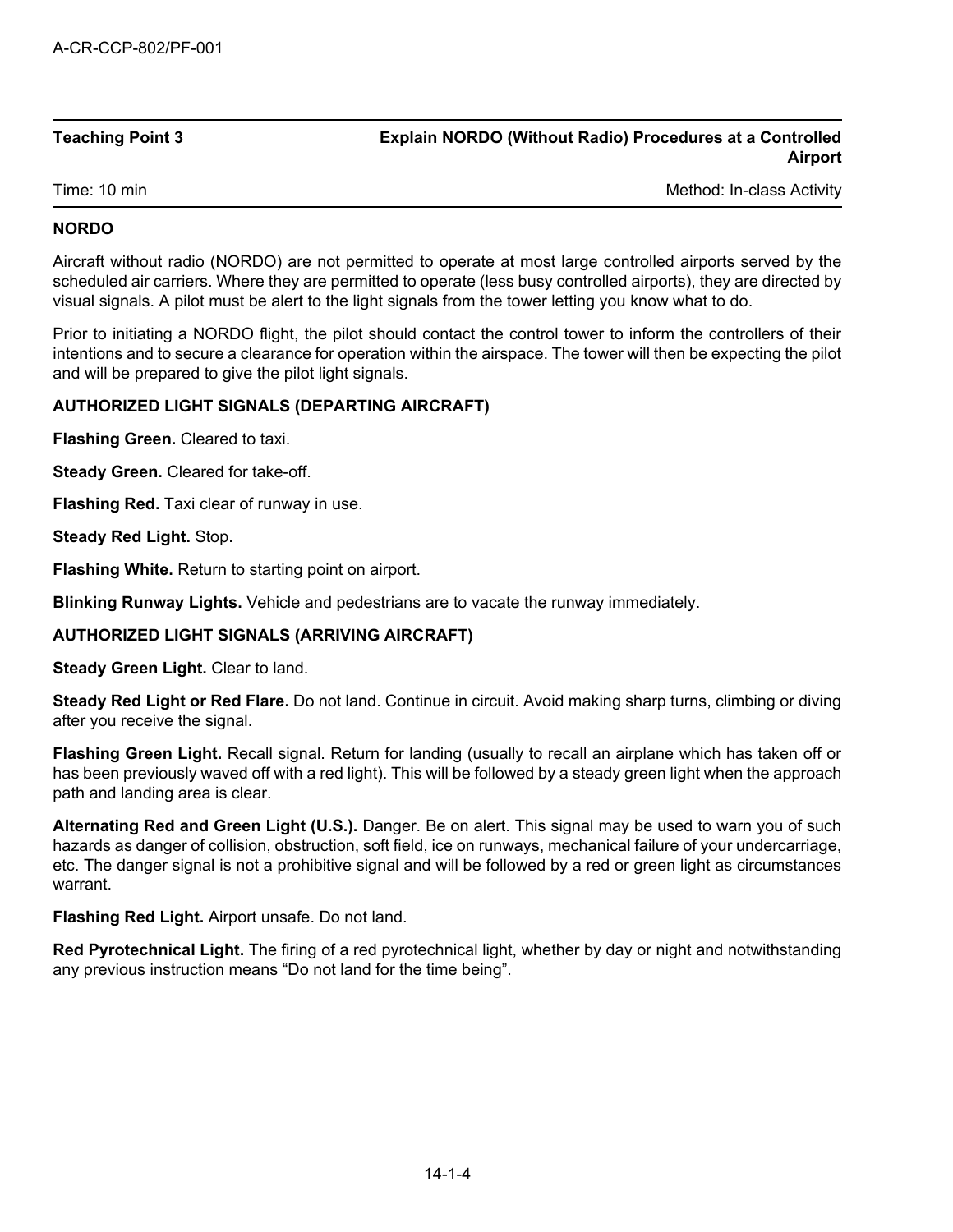| Teaching Point 3 | Explain NORDO (Without Radio) Procedures at a Controlled Airport |
| --- | --- |
| Time: 10 min | Method: In-class Activity |

**NORDO**

Aircraft without radio (NORDO) are not permitted to operate at most large controlled airports served by the scheduled air carriers. Where they are permitted to operate (less busy controlled airports), they are directed by visual signals. A pilot must be alert to the light signals from the tower letting you know what to do.

Prior to initiating a NORDO flight, the pilot should contact the control tower to inform the controllers of their intentions and to secure a clearance for operation within the airspace. The tower will then be expecting the pilot and will be prepared to give the pilot light signals.

**AUTHORIZED LIGHT SIGNALS (DEPARTING AIRCRAFT)**

**Flashing Green.** Cleared to taxi.

**Steady Green.** Cleared for take-off.

**Flashing Red.** Taxi clear of runway in use.

**Steady Red Light.** Stop.

**Flashing White.** Return to starting point on airport.

**Blinking Runway Lights.** Vehicle and pedestrians are to vacate the runway immediately.

**AUTHORIZED LIGHT SIGNALS (ARRIVING AIRCRAFT)**

**Steady Green Light.** Clear to land.

**Steady Red Light or Red Flare.** Do not land. Continue in circuit. Avoid making sharp turns, climbing or diving after you receive the signal.

**Flashing Green Light.** Recall signal. Return for landing (usually to recall an airplane which has taken off or has been previously waved off with a red light). This will be followed by a steady green light when the approach path and landing area is clear.

**Alternating Red and Green Light (U.S.).** Danger. Be on alert. This signal may be used to warn you of such hazards as danger of collision, obstruction, soft field, ice on runways, mechanical failure of your undercarriage, etc. The danger signal is not a prohibitive signal and will be followed by a red or green light as circumstances warrant.

**Flashing Red Light.** Airport unsafe. Do not land.

**Red Pyrotechnical Light.** The firing of a red pyrotechnical light, whether by day or night and notwithstanding any previous instruction means "Do not land for the time being".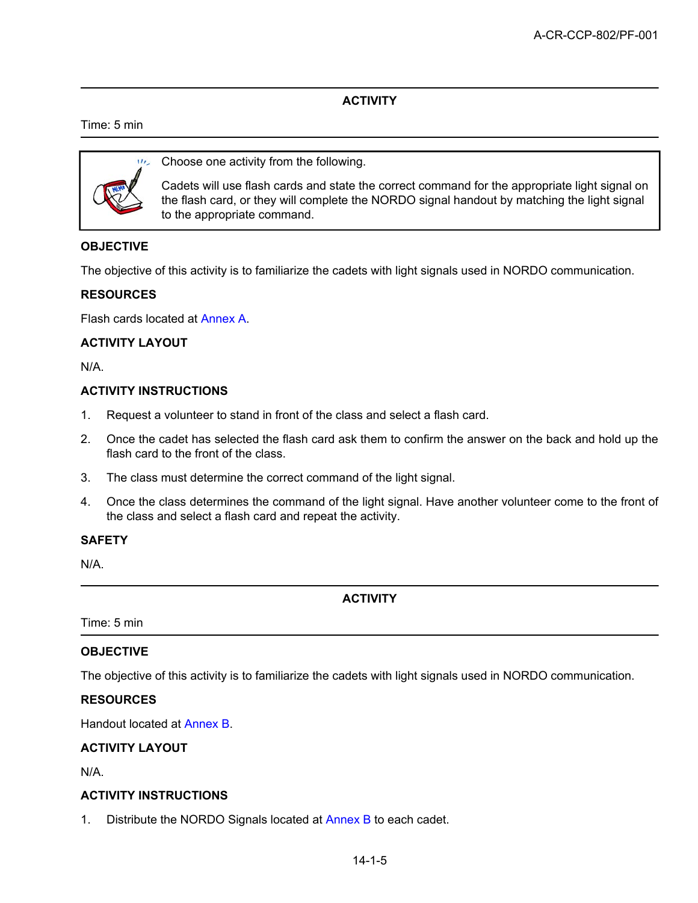## ACTIVITY

Time: 5 min

> Choose one activity from the following.
>
> Cadets will use flash cards and state the correct command for the appropriate light signal on the flash card, or they will complete the NORDO signal handout by matching the light signal to the appropriate command.

**OBJECTIVE**

The objective of this activity is to familiarize the cadets with light signals used in NORDO communication.

**RESOURCES**

Flash cards located at Annex A.

**ACTIVITY LAYOUT**

N/A.

**ACTIVITY INSTRUCTIONS**

1. Request a volunteer to stand in front of the class and select a flash card.
2. Once the cadet has selected the flash card ask them to confirm the answer on the back and hold up the flash card to the front of the class.
3. The class must determine the correct command of the light signal.
4. Once the class determines the command of the light signal. Have another volunteer come to the front of the class and select a flash card and repeat the activity.

**SAFETY**

N/A.

## ACTIVITY

Time: 5 min

**OBJECTIVE**

The objective of this activity is to familiarize the cadets with light signals used in NORDO communication.

**RESOURCES**

Handout located at Annex B.

**ACTIVITY LAYOUT**

N/A.

**ACTIVITY INSTRUCTIONS**

1. Distribute the NORDO Signals located at Annex B to each cadet.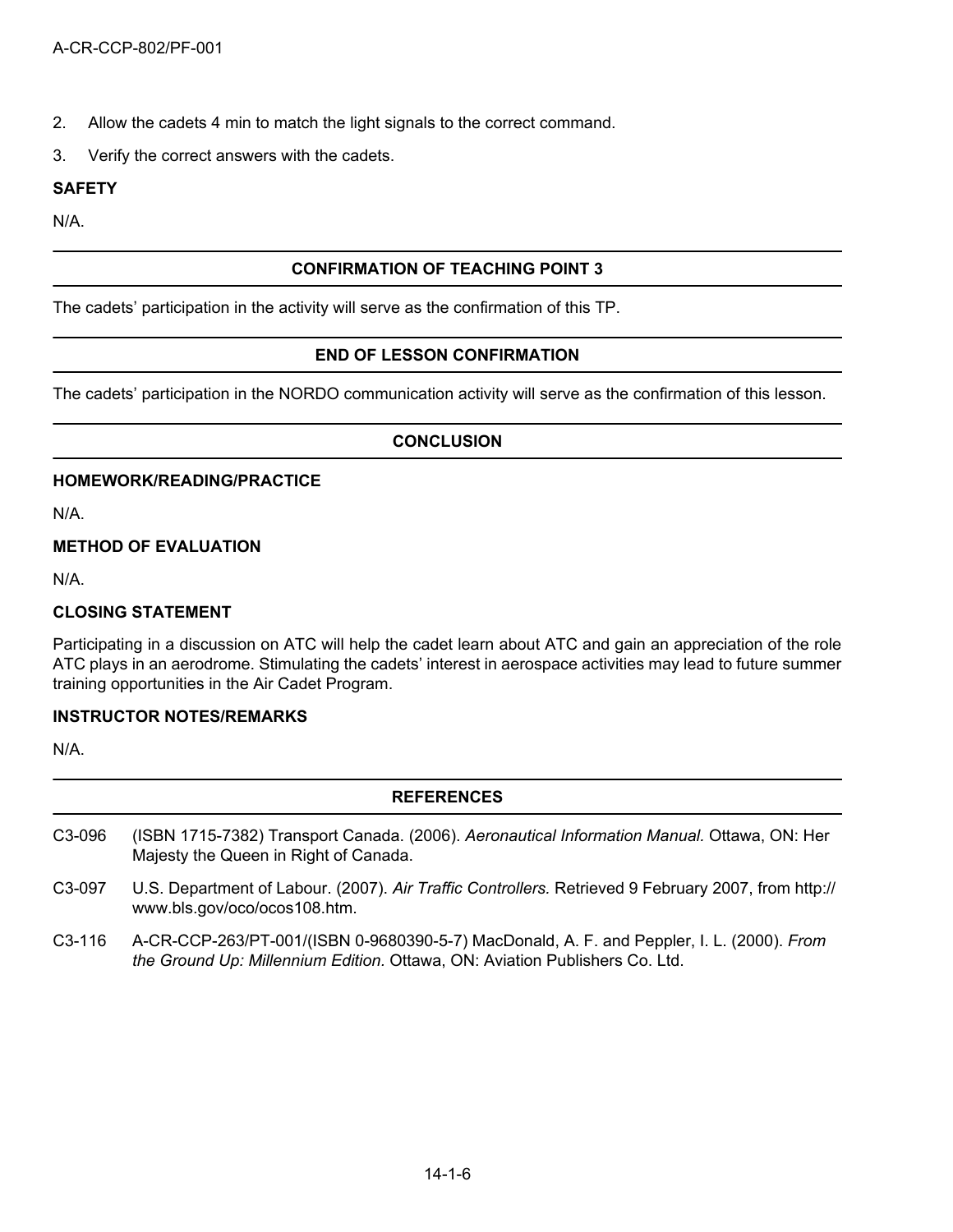2. Allow the cadets 4 min to match the light signals to the correct command.

3. Verify the correct answers with the cadets.

**SAFETY**

N/A.

## CONFIRMATION OF TEACHING POINT 3

The cadets' participation in the activity will serve as the confirmation of this TP.

## END OF LESSON CONFIRMATION

The cadets' participation in the NORDO communication activity will serve as the confirmation of this lesson.

## CONCLUSION

**HOMEWORK/READING/PRACTICE**

N/A.

**METHOD OF EVALUATION**

N/A.

**CLOSING STATEMENT**

Participating in a discussion on ATC will help the cadet learn about ATC and gain an appreciation of the role ATC plays in an aerodrome. Stimulating the cadets' interest in aerospace activities may lead to future summer training opportunities in the Air Cadet Program.

**INSTRUCTOR NOTES/REMARKS**

N/A.

## REFERENCES

C3-096 (ISBN 1715-7382) Transport Canada. (2006). *Aeronautical Information Manual.* Ottawa, ON: Her Majesty the Queen in Right of Canada.

C3-097 U.S. Department of Labour. (2007). *Air Traffic Controllers.* Retrieved 9 February 2007, from http://www.bls.gov/oco/ocos108.htm.

C3-116 A-CR-CCP-263/PT-001/(ISBN 0-9680390-5-7) MacDonald, A. F. and Peppler, I. L. (2000). *From the Ground Up: Millennium Edition.* Ottawa, ON: Aviation Publishers Co. Ltd.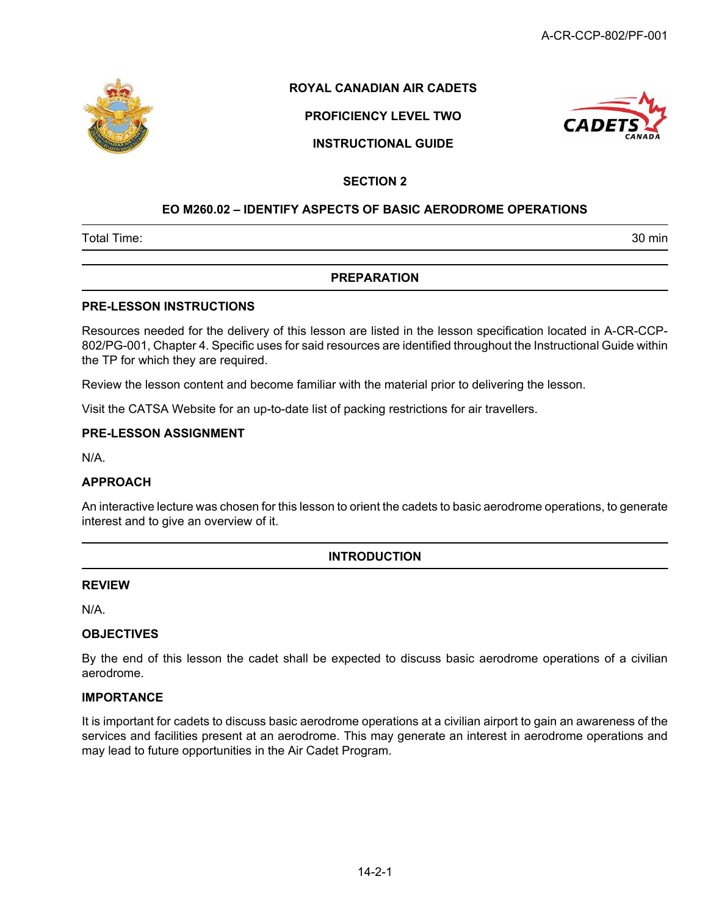ROYAL CANADIAN AIR CADETS

PROFICIENCY LEVEL TWO

INSTRUCTIONAL GUIDE

SECTION 2

## EO M260.02 – IDENTIFY ASPECTS OF BASIC AERODROME OPERATIONS

Total Time: 30 min

## PREPARATION

### PRE-LESSON INSTRUCTIONS

Resources needed for the delivery of this lesson are listed in the lesson specification located in A-CR-CCP-802/PG-001, Chapter 4. Specific uses for said resources are identified throughout the Instructional Guide within the TP for which they are required.

Review the lesson content and become familiar with the material prior to delivering the lesson.

Visit the CATSA Website for an up-to-date list of packing restrictions for air travellers.

### PRE-LESSON ASSIGNMENT

N/A.

### APPROACH

An interactive lecture was chosen for this lesson to orient the cadets to basic aerodrome operations, to generate interest and to give an overview of it.

## INTRODUCTION

### REVIEW

N/A.

### OBJECTIVES

By the end of this lesson the cadet shall be expected to discuss basic aerodrome operations of a civilian aerodrome.

### IMPORTANCE

It is important for cadets to discuss basic aerodrome operations at a civilian airport to gain an awareness of the services and facilities present at an aerodrome. This may generate an interest in aerodrome operations and may lead to future opportunities in the Air Cadet Program.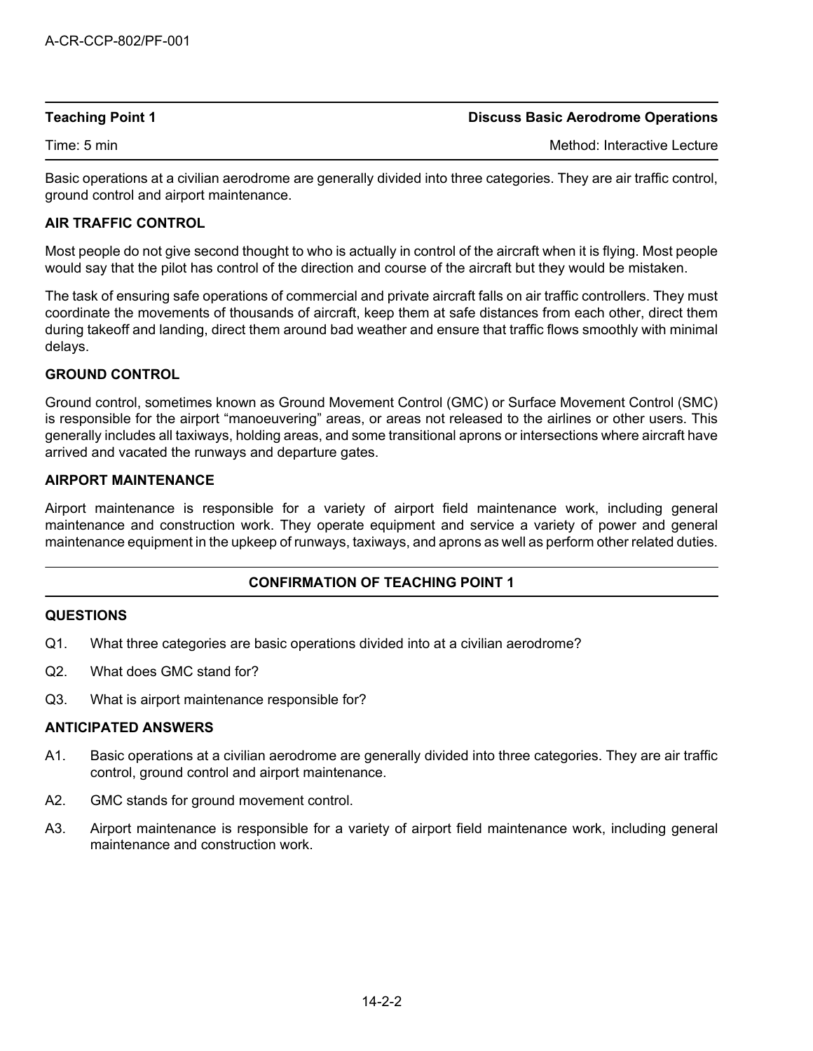| **Teaching Point 1** | **Discuss Basic Aerodrome Operations** |
| --- | --- |
| Time: 5 min | Method: Interactive Lecture |

Basic operations at a civilian aerodrome are generally divided into three categories. They are air traffic control, ground control and airport maintenance.

**AIR TRAFFIC CONTROL**

Most people do not give second thought to who is actually in control of the aircraft when it is flying. Most people would say that the pilot has control of the direction and course of the aircraft but they would be mistaken.

The task of ensuring safe operations of commercial and private aircraft falls on air traffic controllers. They must coordinate the movements of thousands of aircraft, keep them at safe distances from each other, direct them during takeoff and landing, direct them around bad weather and ensure that traffic flows smoothly with minimal delays.

**GROUND CONTROL**

Ground control, sometimes known as Ground Movement Control (GMC) or Surface Movement Control (SMC) is responsible for the airport "manoeuvering" areas, or areas not released to the airlines or other users. This generally includes all taxiways, holding areas, and some transitional aprons or intersections where aircraft have arrived and vacated the runways and departure gates.

**AIRPORT MAINTENANCE**

Airport maintenance is responsible for a variety of airport field maintenance work, including general maintenance and construction work. They operate equipment and service a variety of power and general maintenance equipment in the upkeep of runways, taxiways, and aprons as well as perform other related duties.

**CONFIRMATION OF TEACHING POINT 1**

**QUESTIONS**

Q1. What three categories are basic operations divided into at a civilian aerodrome?

Q2. What does GMC stand for?

Q3. What is airport maintenance responsible for?

**ANTICIPATED ANSWERS**

A1. Basic operations at a civilian aerodrome are generally divided into three categories. They are air traffic control, ground control and airport maintenance.

A2. GMC stands for ground movement control.

A3. Airport maintenance is responsible for a variety of airport field maintenance work, including general maintenance and construction work.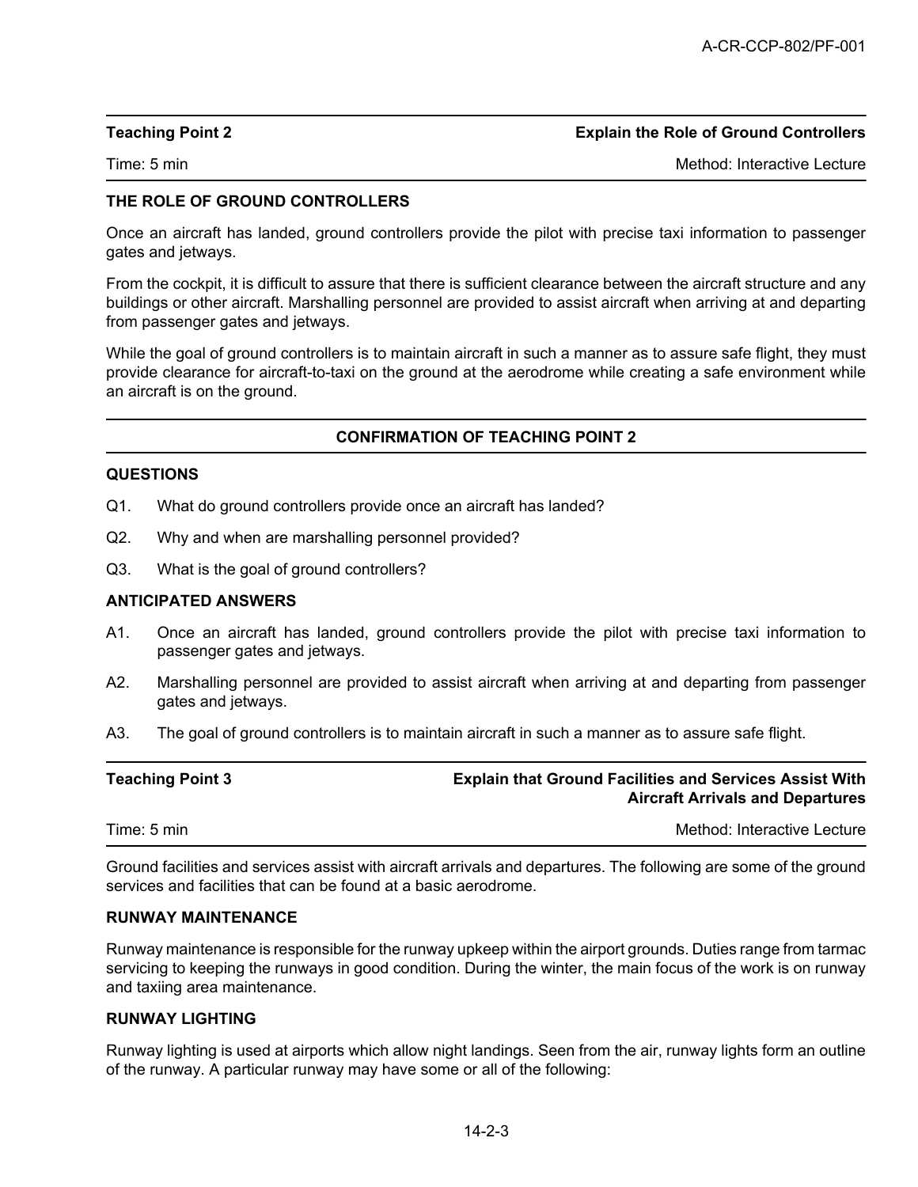| **Teaching Point 2** | **Explain the Role of Ground Controllers** |
|---|---|
| Time: 5 min | Method: Interactive Lecture |

**THE ROLE OF GROUND CONTROLLERS**

Once an aircraft has landed, ground controllers provide the pilot with precise taxi information to passenger gates and jetways.

From the cockpit, it is difficult to assure that there is sufficient clearance between the aircraft structure and any buildings or other aircraft. Marshalling personnel are provided to assist aircraft when arriving at and departing from passenger gates and jetways.

While the goal of ground controllers is to maintain aircraft in such a manner as to assure safe flight, they must provide clearance for aircraft-to-taxi on the ground at the aerodrome while creating a safe environment while an aircraft is on the ground.

**CONFIRMATION OF TEACHING POINT 2**

**QUESTIONS**

Q1. What do ground controllers provide once an aircraft has landed?

Q2. Why and when are marshalling personnel provided?

Q3. What is the goal of ground controllers?

**ANTICIPATED ANSWERS**

A1. Once an aircraft has landed, ground controllers provide the pilot with precise taxi information to passenger gates and jetways.

A2. Marshalling personnel are provided to assist aircraft when arriving at and departing from passenger gates and jetways.

A3. The goal of ground controllers is to maintain aircraft in such a manner as to assure safe flight.

| **Teaching Point 3** | **Explain that Ground Facilities and Services Assist With Aircraft Arrivals and Departures** |
|---|---|
| Time: 5 min | Method: Interactive Lecture |

Ground facilities and services assist with aircraft arrivals and departures. The following are some of the ground services and facilities that can be found at a basic aerodrome.

**RUNWAY MAINTENANCE**

Runway maintenance is responsible for the runway upkeep within the airport grounds. Duties range from tarmac servicing to keeping the runways in good condition. During the winter, the main focus of the work is on runway and taxiing area maintenance.

**RUNWAY LIGHTING**

Runway lighting is used at airports which allow night landings. Seen from the air, runway lights form an outline of the runway. A particular runway may have some or all of the following: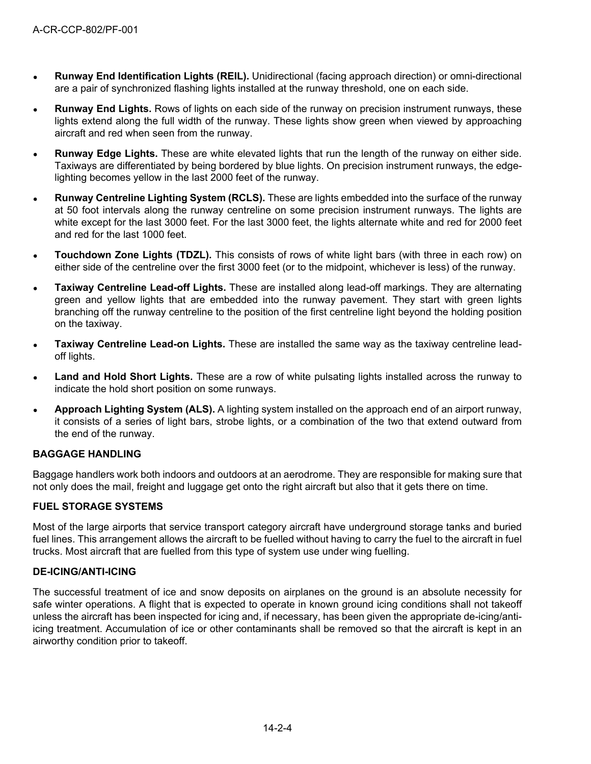- **Runway End Identification Lights (REIL).** Unidirectional (facing approach direction) or omni-directional are a pair of synchronized flashing lights installed at the runway threshold, one on each side.
- **Runway End Lights.** Rows of lights on each side of the runway on precision instrument runways, these lights extend along the full width of the runway. These lights show green when viewed by approaching aircraft and red when seen from the runway.
- **Runway Edge Lights.** These are white elevated lights that run the length of the runway on either side. Taxiways are differentiated by being bordered by blue lights. On precision instrument runways, the edge-lighting becomes yellow in the last 2000 feet of the runway.
- **Runway Centreline Lighting System (RCLS).** These are lights embedded into the surface of the runway at 50 foot intervals along the runway centreline on some precision instrument runways. The lights are white except for the last 3000 feet. For the last 3000 feet, the lights alternate white and red for 2000 feet and red for the last 1000 feet.
- **Touchdown Zone Lights (TDZL).** This consists of rows of white light bars (with three in each row) on either side of the centreline over the first 3000 feet (or to the midpoint, whichever is less) of the runway.
- **Taxiway Centreline Lead-off Lights.** These are installed along lead-off markings. They are alternating green and yellow lights that are embedded into the runway pavement. They start with green lights branching off the runway centreline to the position of the first centreline light beyond the holding position on the taxiway.
- **Taxiway Centreline Lead-on Lights.** These are installed the same way as the taxiway centreline lead-off lights.
- **Land and Hold Short Lights.** These are a row of white pulsating lights installed across the runway to indicate the hold short position on some runways.
- **Approach Lighting System (ALS).** A lighting system installed on the approach end of an airport runway, it consists of a series of light bars, strobe lights, or a combination of the two that extend outward from the end of the runway.

### BAGGAGE HANDLING

Baggage handlers work both indoors and outdoors at an aerodrome. They are responsible for making sure that not only does the mail, freight and luggage get onto the right aircraft but also that it gets there on time.

### FUEL STORAGE SYSTEMS

Most of the large airports that service transport category aircraft have underground storage tanks and buried fuel lines. This arrangement allows the aircraft to be fuelled without having to carry the fuel to the aircraft in fuel trucks. Most aircraft that are fuelled from this type of system use under wing fuelling.

### DE-ICING/ANTI-ICING

The successful treatment of ice and snow deposits on airplanes on the ground is an absolute necessity for safe winter operations. A flight that is expected to operate in known ground icing conditions shall not takeoff unless the aircraft has been inspected for icing and, if necessary, has been given the appropriate de-icing/anti-icing treatment. Accumulation of ice or other contaminants shall be removed so that the aircraft is kept in an airworthy condition prior to takeoff.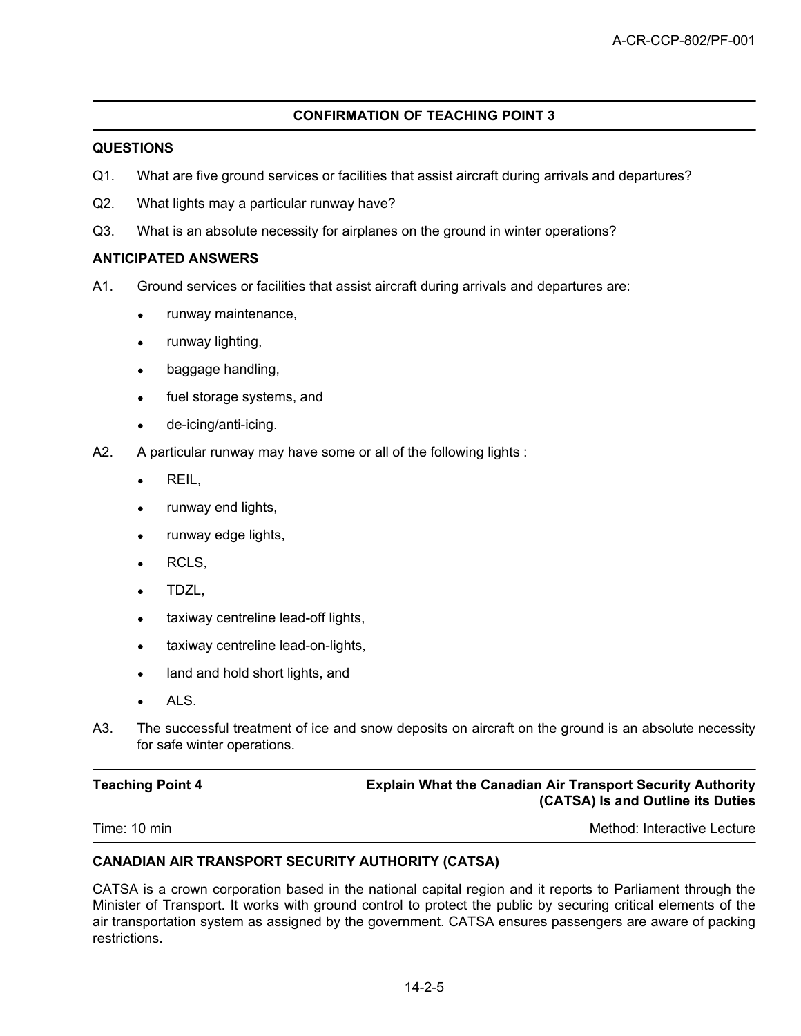## CONFIRMATION OF TEACHING POINT 3

**QUESTIONS**

Q1. What are five ground services or facilities that assist aircraft during arrivals and departures?

Q2. What lights may a particular runway have?

Q3. What is an absolute necessity for airplanes on the ground in winter operations?

**ANTICIPATED ANSWERS**

A1. Ground services or facilities that assist aircraft during arrivals and departures are:

- runway maintenance,
- runway lighting,
- baggage handling,
- fuel storage systems, and
- de-icing/anti-icing.

A2. A particular runway may have some or all of the following lights :

- REIL,
- runway end lights,
- runway edge lights,
- RCLS,
- TDZL,
- taxiway centreline lead-off lights,
- taxiway centreline lead-on-lights,
- land and hold short lights, and
- ALS.

A3. The successful treatment of ice and snow deposits on aircraft on the ground is an absolute necessity for safe winter operations.

| **Teaching Point 4** | **Explain What the Canadian Air Transport Security Authority (CATSA) Is and Outline its Duties** |
|---|---|
| Time: 10 min | Method: Interactive Lecture |

**CANADIAN AIR TRANSPORT SECURITY AUTHORITY (CATSA)**

CATSA is a crown corporation based in the national capital region and it reports to Parliament through the Minister of Transport. It works with ground control to protect the public by securing critical elements of the air transportation system as assigned by the government. CATSA ensures passengers are aware of packing restrictions.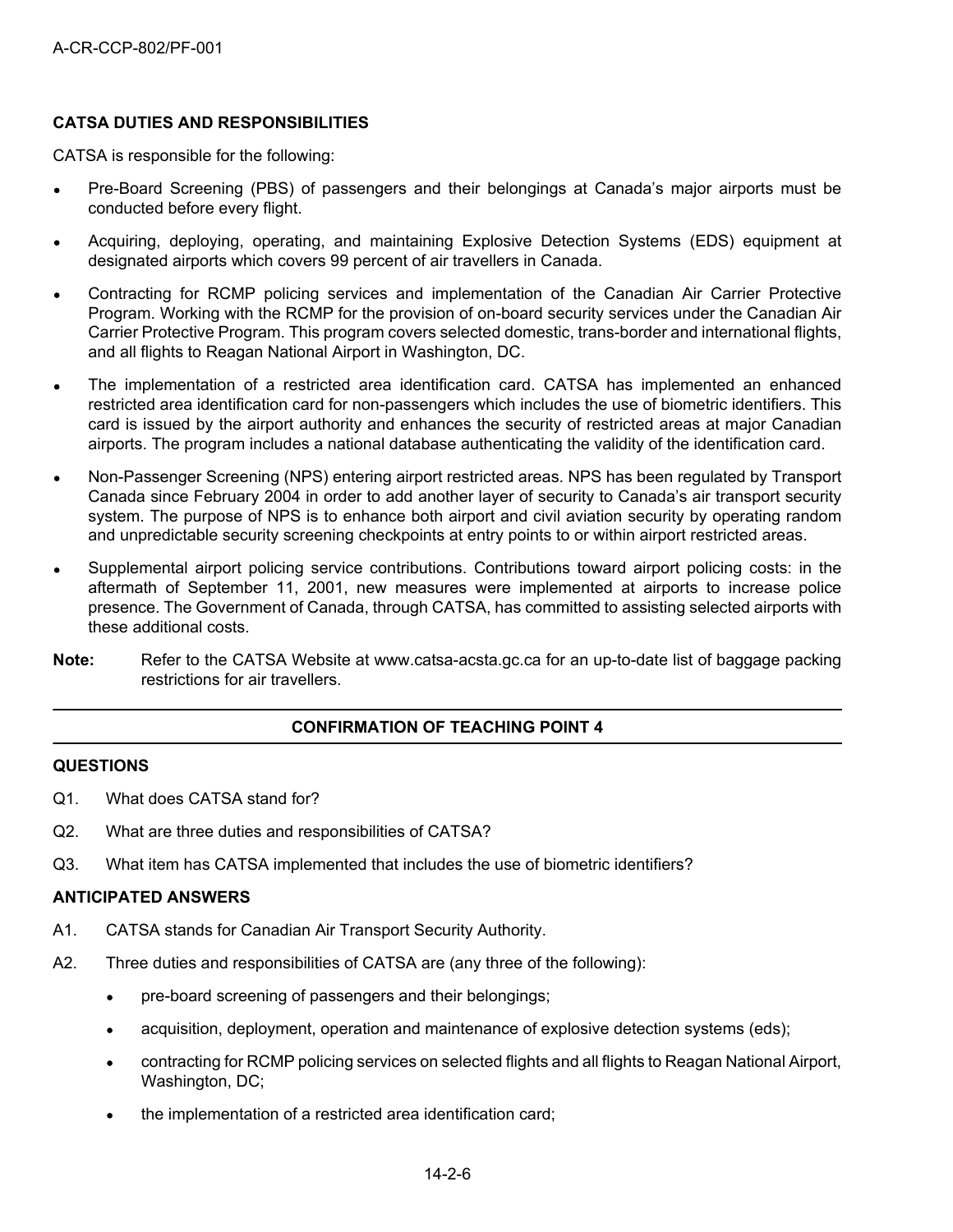**CATSA DUTIES AND RESPONSIBILITIES**

CATSA is responsible for the following:

- Pre-Board Screening (PBS) of passengers and their belongings at Canada's major airports must be conducted before every flight.
- Acquiring, deploying, operating, and maintaining Explosive Detection Systems (EDS) equipment at designated airports which covers 99 percent of air travellers in Canada.
- Contracting for RCMP policing services and implementation of the Canadian Air Carrier Protective Program. Working with the RCMP for the provision of on-board security services under the Canadian Air Carrier Protective Program. This program covers selected domestic, trans-border and international flights, and all flights to Reagan National Airport in Washington, DC.
- The implementation of a restricted area identification card. CATSA has implemented an enhanced restricted area identification card for non-passengers which includes the use of biometric identifiers. This card is issued by the airport authority and enhances the security of restricted areas at major Canadian airports. The program includes a national database authenticating the validity of the identification card.
- Non-Passenger Screening (NPS) entering airport restricted areas. NPS has been regulated by Transport Canada since February 2004 in order to add another layer of security to Canada's air transport security system. The purpose of NPS is to enhance both airport and civil aviation security by operating random and unpredictable security screening checkpoints at entry points to or within airport restricted areas.
- Supplemental airport policing service contributions. Contributions toward airport policing costs: in the aftermath of September 11, 2001, new measures were implemented at airports to increase police presence. The Government of Canada, through CATSA, has committed to assisting selected airports with these additional costs.

**Note:** Refer to the CATSA Website at www.catsa-acsta.gc.ca for an up-to-date list of baggage packing restrictions for air travellers.

---

**CONFIRMATION OF TEACHING POINT 4**

---

**QUESTIONS**

Q1. What does CATSA stand for?

Q2. What are three duties and responsibilities of CATSA?

Q3. What item has CATSA implemented that includes the use of biometric identifiers?

**ANTICIPATED ANSWERS**

A1. CATSA stands for Canadian Air Transport Security Authority.

A2. Three duties and responsibilities of CATSA are (any three of the following):

- pre-board screening of passengers and their belongings;
- acquisition, deployment, operation and maintenance of explosive detection systems (eds);
- contracting for RCMP policing services on selected flights and all flights to Reagan National Airport, Washington, DC;
- the implementation of a restricted area identification card;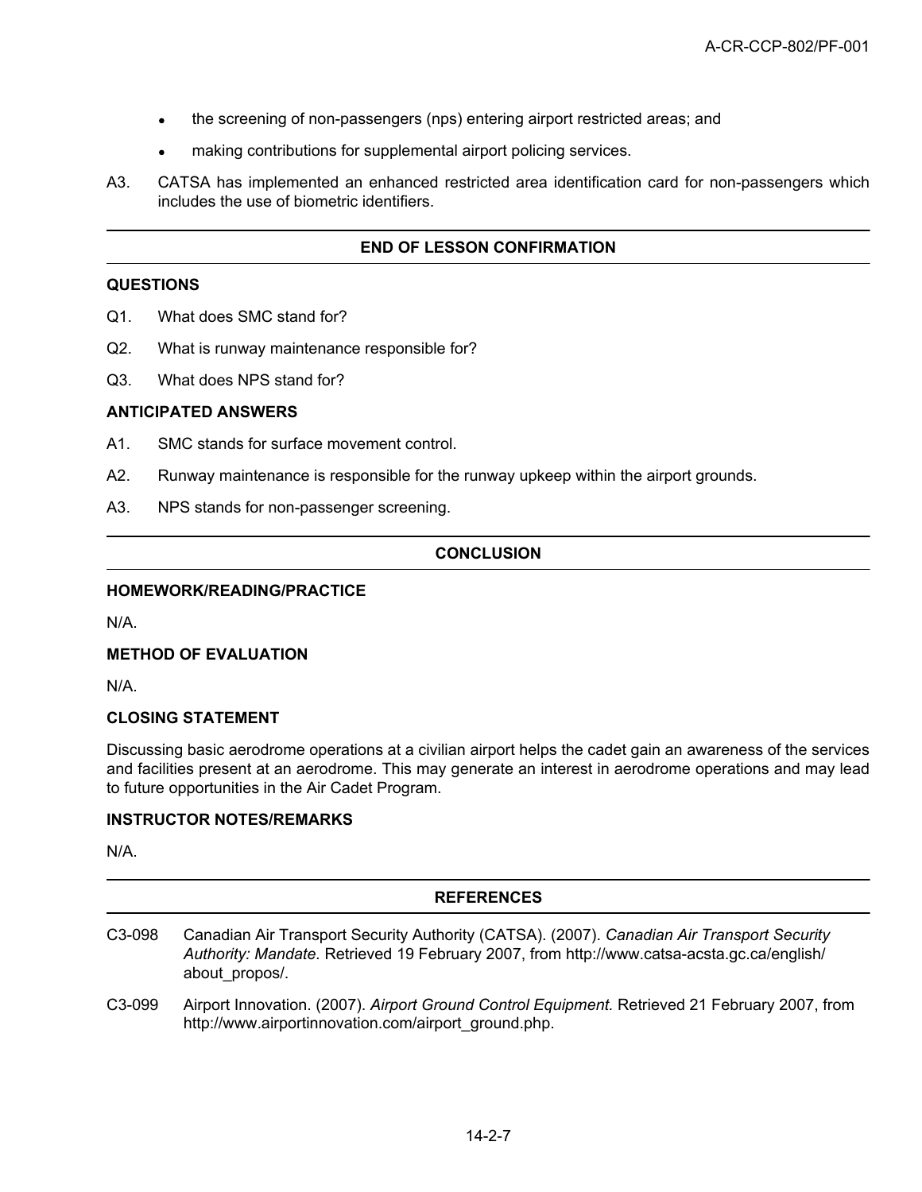- the screening of non-passengers (nps) entering airport restricted areas; and
- making contributions for supplemental airport policing services.

A3. CATSA has implemented an enhanced restricted area identification card for non-passengers which includes the use of biometric identifiers.

## END OF LESSON CONFIRMATION

### QUESTIONS

Q1. What does SMC stand for?

Q2. What is runway maintenance responsible for?

Q3. What does NPS stand for?

### ANTICIPATED ANSWERS

A1. SMC stands for surface movement control.

A2. Runway maintenance is responsible for the runway upkeep within the airport grounds.

A3. NPS stands for non-passenger screening.

## CONCLUSION

### HOMEWORK/READING/PRACTICE

N/A.

### METHOD OF EVALUATION

N/A.

### CLOSING STATEMENT

Discussing basic aerodrome operations at a civilian airport helps the cadet gain an awareness of the services and facilities present at an aerodrome. This may generate an interest in aerodrome operations and may lead to future opportunities in the Air Cadet Program.

### INSTRUCTOR NOTES/REMARKS

N/A.

## REFERENCES

C3-098 Canadian Air Transport Security Authority (CATSA). (2007). *Canadian Air Transport Security Authority: Mandate*. Retrieved 19 February 2007, from http://www.catsa-acsta.gc.ca/english/about_propos/.

C3-099 Airport Innovation. (2007). *Airport Ground Control Equipment.* Retrieved 21 February 2007, from http://www.airportinnovation.com/airport_ground.php.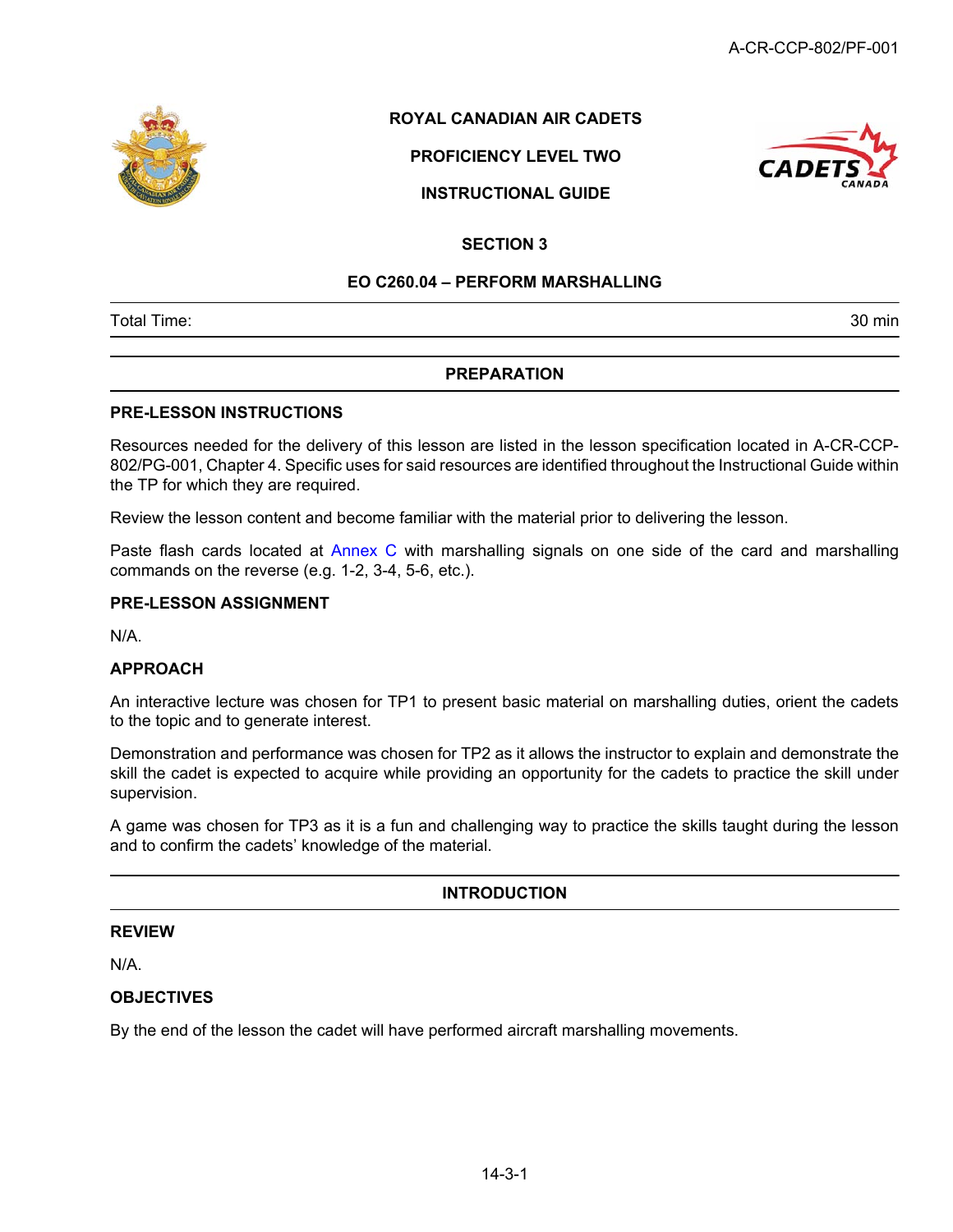**ROYAL CANADIAN AIR CADETS**

**PROFICIENCY LEVEL TWO**

**INSTRUCTIONAL GUIDE**

**SECTION 3**

# EO C260.04 – PERFORM MARSHALLING

| Total Time: | 30 min |
|---|---|

## PREPARATION

### PRE-LESSON INSTRUCTIONS

Resources needed for the delivery of this lesson are listed in the lesson specification located in A-CR-CCP-802/PG-001, Chapter 4. Specific uses for said resources are identified throughout the Instructional Guide within the TP for which they are required.

Review the lesson content and become familiar with the material prior to delivering the lesson.

Paste flash cards located at Annex C with marshalling signals on one side of the card and marshalling commands on the reverse (e.g. 1-2, 3-4, 5-6, etc.).

### PRE-LESSON ASSIGNMENT

N/A.

### APPROACH

An interactive lecture was chosen for TP1 to present basic material on marshalling duties, orient the cadets to the topic and to generate interest.

Demonstration and performance was chosen for TP2 as it allows the instructor to explain and demonstrate the skill the cadet is expected to acquire while providing an opportunity for the cadets to practice the skill under supervision.

A game was chosen for TP3 as it is a fun and challenging way to practice the skills taught during the lesson and to confirm the cadets' knowledge of the material.

## INTRODUCTION

### REVIEW

N/A.

### OBJECTIVES

By the end of the lesson the cadet will have performed aircraft marshalling movements.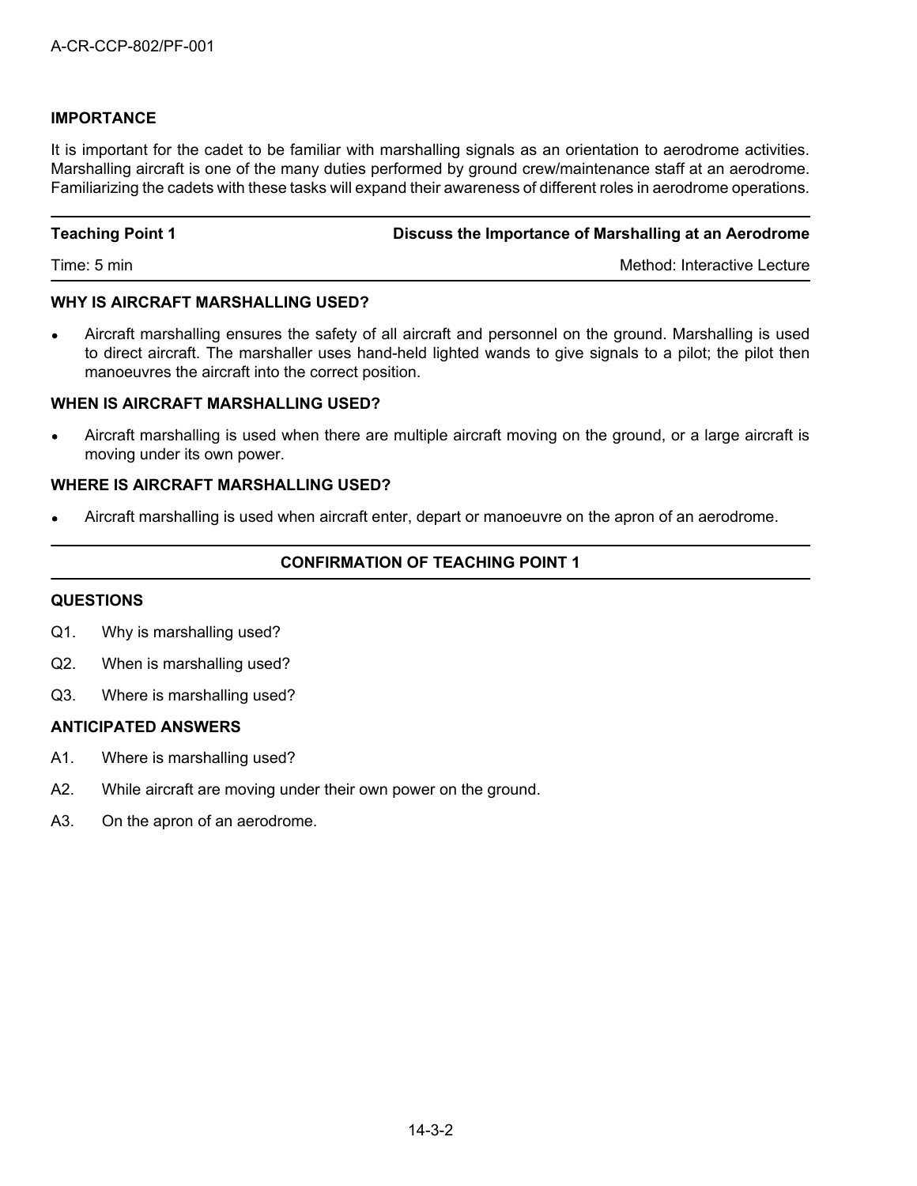## IMPORTANCE

It is important for the cadet to be familiar with marshalling signals as an orientation to aerodrome activities. Marshalling aircraft is one of the many duties performed by ground crew/maintenance staff at an aerodrome. Familiarizing the cadets with these tasks will expand their awareness of different roles in aerodrome operations.

| **Teaching Point 1** | **Discuss the Importance of Marshalling at an Aerodrome** |
|---|---|
| Time: 5 min | Method: Interactive Lecture |

### WHY IS AIRCRAFT MARSHALLING USED?

- Aircraft marshalling ensures the safety of all aircraft and personnel on the ground. Marshalling is used to direct aircraft. The marshaller uses hand-held lighted wands to give signals to a pilot; the pilot then manoeuvres the aircraft into the correct position.

### WHEN IS AIRCRAFT MARSHALLING USED?

- Aircraft marshalling is used when there are multiple aircraft moving on the ground, or a large aircraft is moving under its own power.

### WHERE IS AIRCRAFT MARSHALLING USED?

- Aircraft marshalling is used when aircraft enter, depart or manoeuvre on the apron of an aerodrome.

### CONFIRMATION OF TEACHING POINT 1

### QUESTIONS

Q1. Why is marshalling used?

Q2. When is marshalling used?

Q3. Where is marshalling used?

### ANTICIPATED ANSWERS

A1. Where is marshalling used?

A2. While aircraft are moving under their own power on the ground.

A3. On the apron of an aerodrome.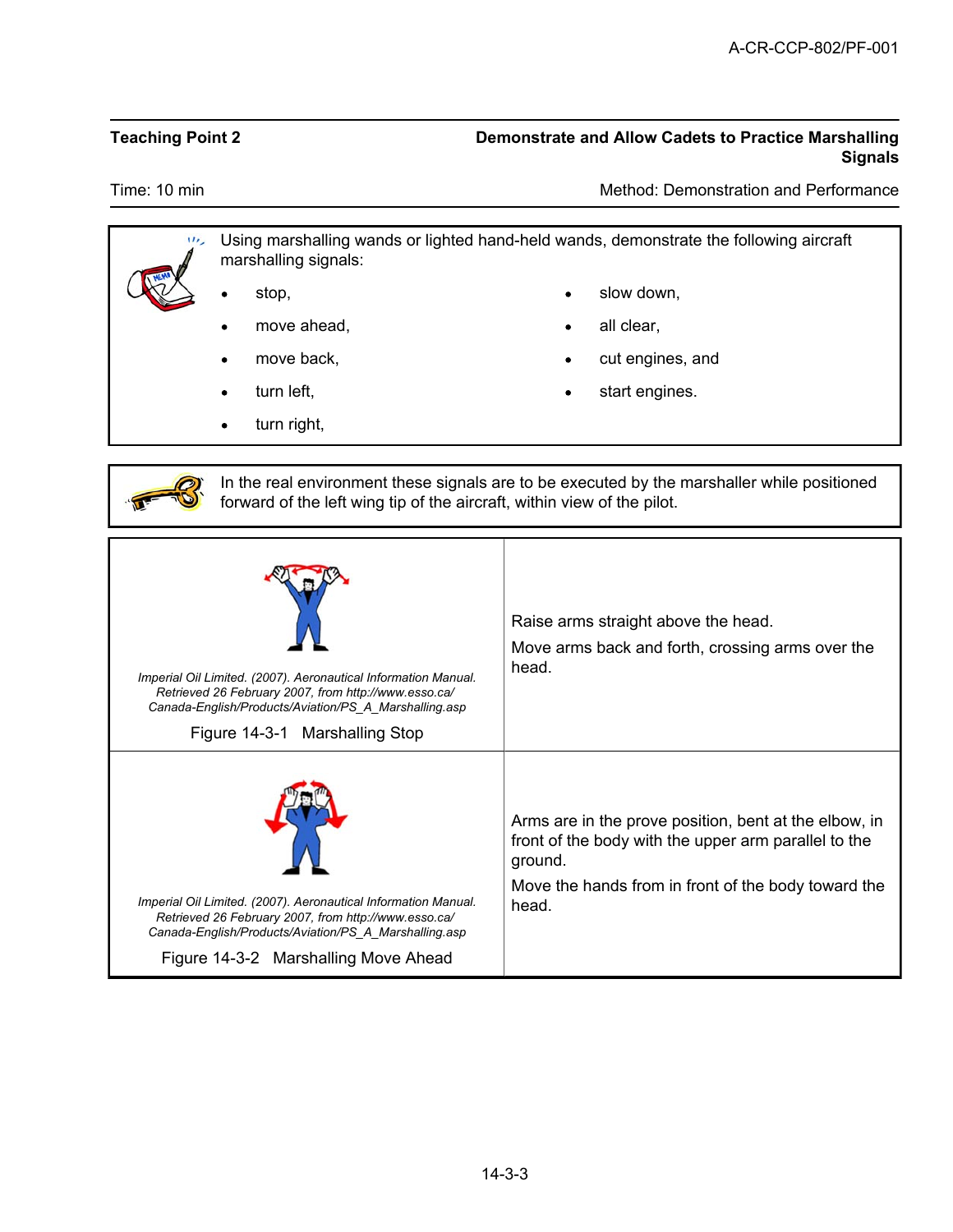**Teaching Point 2** — **Demonstrate and Allow Cadets to Practice Marshalling Signals**

Time: 10 min — Method: Demonstration and Performance

Using marshalling wands or lighted hand-held wands, demonstrate the following aircraft marshalling signals:

- stop,
- move ahead,
- move back,
- turn left,
- turn right,
- slow down,
- all clear,
- cut engines, and
- start engines.

In the real environment these signals are to be executed by the marshaller while positioned forward of the left wing tip of the aircraft, within view of the pilot.

| Figure | Description |
|---|---|
| *Imperial Oil Limited. (2007). Aeronautical Information Manual. Retrieved 26 February 2007, from http://www.esso.ca/ Canada-English/Products/Aviation/PS_A_Marshalling.asp*<br>Figure 14-3-1 Marshalling Stop | Raise arms straight above the head.<br>Move arms back and forth, crossing arms over the head. |
| *Imperial Oil Limited. (2007). Aeronautical Information Manual. Retrieved 26 February 2007, from http://www.esso.ca/ Canada-English/Products/Aviation/PS_A_Marshalling.asp*<br>Figure 14-3-2 Marshalling Move Ahead | Arms are in the prove position, bent at the elbow, in front of the body with the upper arm parallel to the ground.<br>Move the hands from in front of the body toward the head. |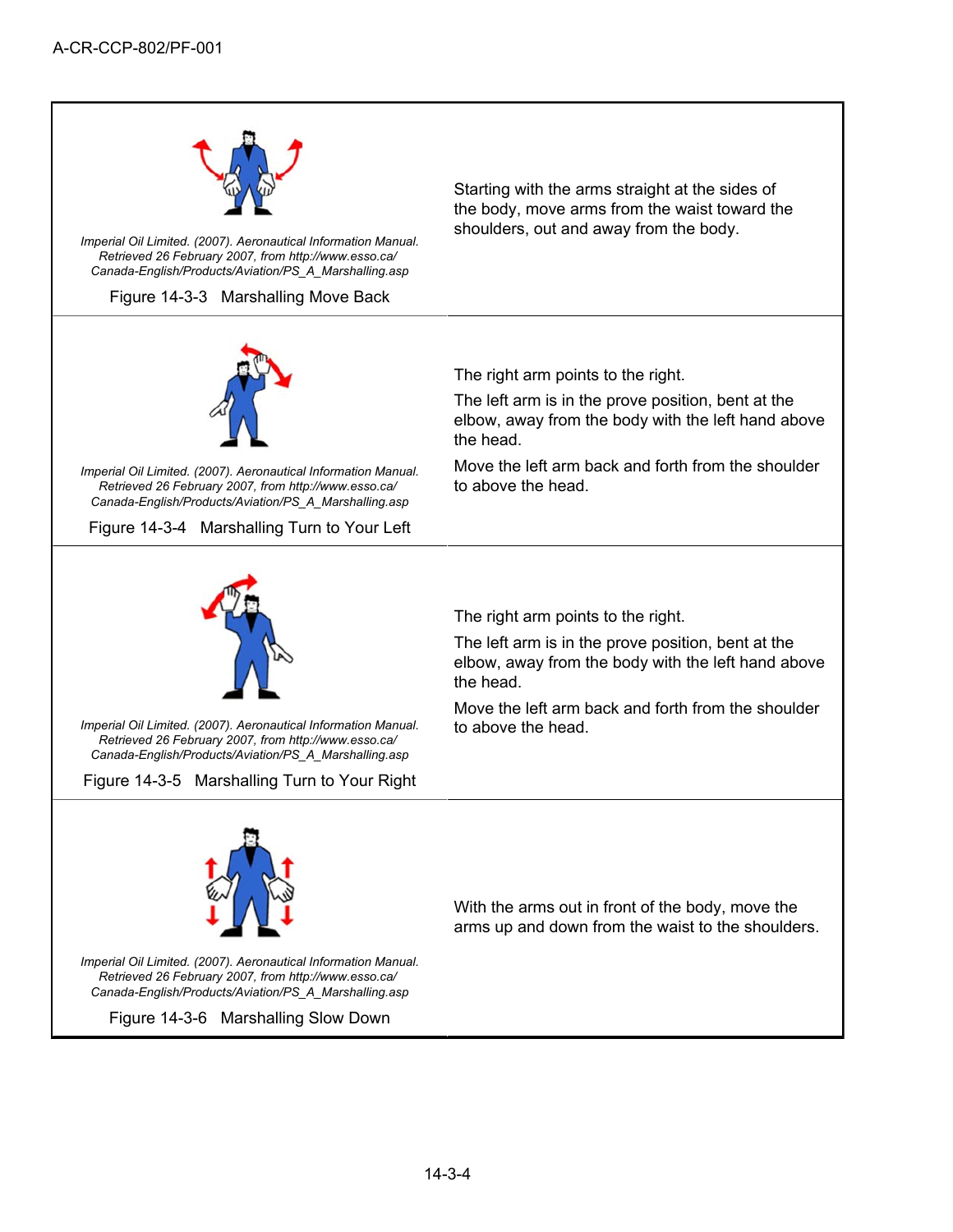| | |
|---|---|
| *Imperial Oil Limited. (2007). Aeronautical Information Manual. Retrieved 26 February 2007, from http://www.esso.ca/ Canada-English/Products/Aviation/PS_A_Marshalling.asp*<br><br>Figure 14-3-3 Marshalling Move Back | Starting with the arms straight at the sides of the body, move arms from the waist toward the shoulders, out and away from the body. |
| *Imperial Oil Limited. (2007). Aeronautical Information Manual. Retrieved 26 February 2007, from http://www.esso.ca/ Canada-English/Products/Aviation/PS_A_Marshalling.asp*<br><br>Figure 14-3-4 Marshalling Turn to Your Left | The right arm points to the right.<br><br>The left arm is in the prove position, bent at the elbow, away from the body with the left hand above the head.<br><br>Move the left arm back and forth from the shoulder to above the head. |
| *Imperial Oil Limited. (2007). Aeronautical Information Manual. Retrieved 26 February 2007, from http://www.esso.ca/ Canada-English/Products/Aviation/PS_A_Marshalling.asp*<br><br>Figure 14-3-5 Marshalling Turn to Your Right | The right arm points to the right.<br><br>The left arm is in the prove position, bent at the elbow, away from the body with the left hand above the head.<br><br>Move the left arm back and forth from the shoulder to above the head. |
| *Imperial Oil Limited. (2007). Aeronautical Information Manual. Retrieved 26 February 2007, from http://www.esso.ca/ Canada-English/Products/Aviation/PS_A_Marshalling.asp*<br><br>Figure 14-3-6 Marshalling Slow Down | With the arms out in front of the body, move the arms up and down from the waist to the shoulders. |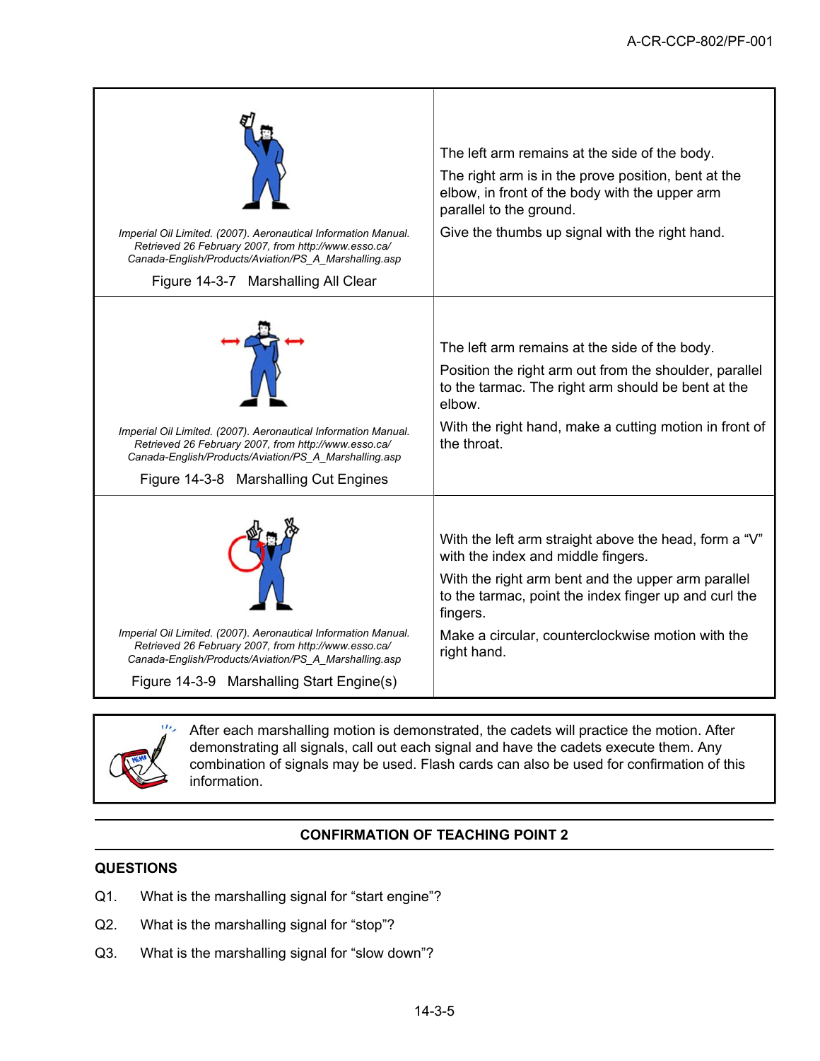| | |
|---|---|
| *Imperial Oil Limited. (2007). Aeronautical Information Manual. Retrieved 26 February 2007, from http://www.esso.ca/ Canada-English/Products/Aviation/PS_A_Marshalling.asp*<br><br>Figure 14-3-7 Marshalling All Clear | The left arm remains at the side of the body.<br><br>The right arm is in the prove position, bent at the elbow, in front of the body with the upper arm parallel to the ground.<br><br>Give the thumbs up signal with the right hand. |
| *Imperial Oil Limited. (2007). Aeronautical Information Manual. Retrieved 26 February 2007, from http://www.esso.ca/ Canada-English/Products/Aviation/PS_A_Marshalling.asp*<br><br>Figure 14-3-8 Marshalling Cut Engines | The left arm remains at the side of the body.<br><br>Position the right arm out from the shoulder, parallel to the tarmac. The right arm should be bent at the elbow.<br><br>With the right hand, make a cutting motion in front of the throat. |
| *Imperial Oil Limited. (2007). Aeronautical Information Manual. Retrieved 26 February 2007, from http://www.esso.ca/ Canada-English/Products/Aviation/PS_A_Marshalling.asp*<br><br>Figure 14-3-9 Marshalling Start Engine(s) | With the left arm straight above the head, form a "V" with the index and middle fingers.<br><br>With the right arm bent and the upper arm parallel to the tarmac, point the index finger up and curl the fingers.<br><br>Make a circular, counterclockwise motion with the right hand. |

After each marshalling motion is demonstrated, the cadets will practice the motion. After demonstrating all signals, call out each signal and have the cadets execute them. Any combination of signals may be used. Flash cards can also be used for confirmation of this information.

## CONFIRMATION OF TEACHING POINT 2

### QUESTIONS

Q1. What is the marshalling signal for "start engine"?

Q2. What is the marshalling signal for "stop"?

Q3. What is the marshalling signal for "slow down"?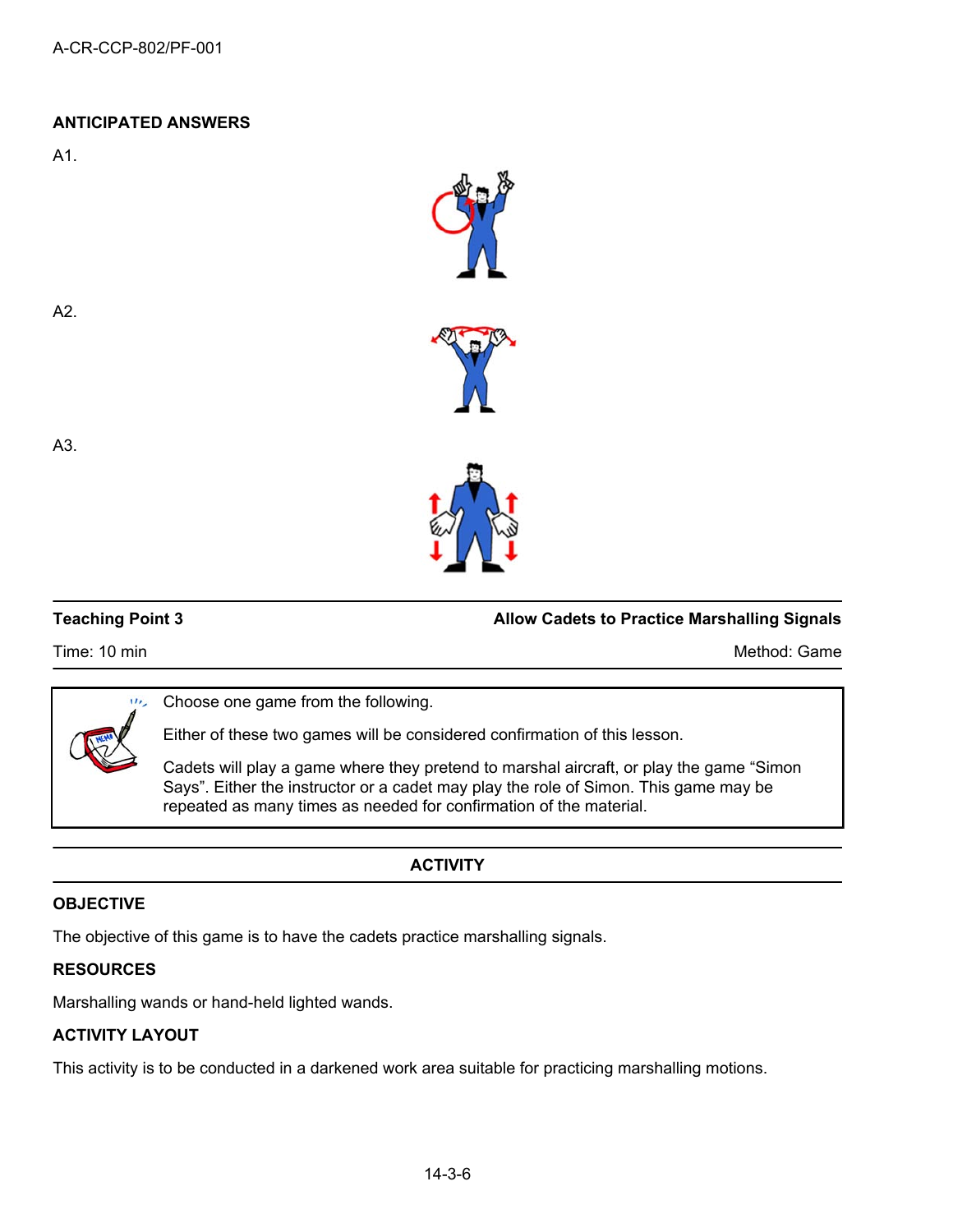**ANTICIPATED ANSWERS**

A1.

A2.

A3.

---

**Teaching Point 3** — **Allow Cadets to Practice Marshalling Signals**

Time: 10 min — Method: Game

---

> Choose one game from the following.
>
> Either of these two games will be considered confirmation of this lesson.
>
> Cadets will play a game where they pretend to marshal aircraft, or play the game "Simon Says". Either the instructor or a cadet may play the role of Simon. This game may be repeated as many times as needed for confirmation of the material.

---

**ACTIVITY**

---

**OBJECTIVE**

The objective of this game is to have the cadets practice marshalling signals.

**RESOURCES**

Marshalling wands or hand-held lighted wands.

**ACTIVITY LAYOUT**

This activity is to be conducted in a darkened work area suitable for practicing marshalling motions.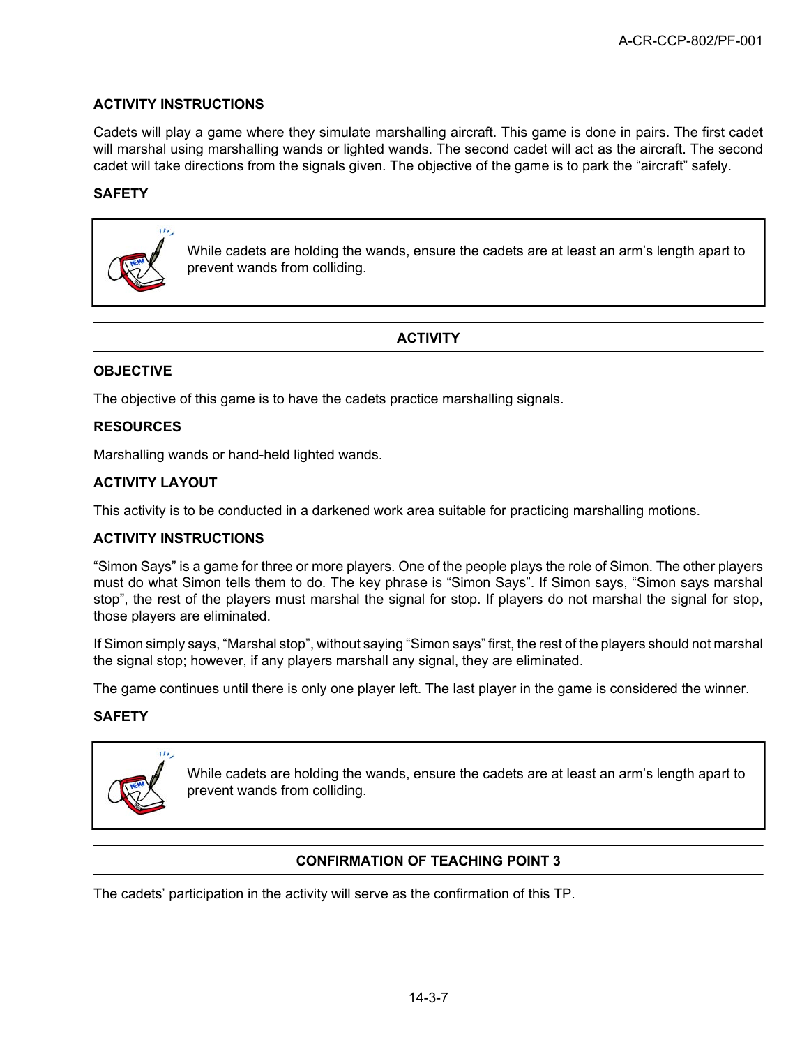**ACTIVITY INSTRUCTIONS**

Cadets will play a game where they simulate marshalling aircraft. This game is done in pairs. The first cadet will marshal using marshalling wands or lighted wands. The second cadet will act as the aircraft. The second cadet will take directions from the signals given. The objective of the game is to park the "aircraft" safely.

**SAFETY**

> While cadets are holding the wands, ensure the cadets are at least an arm's length apart to prevent wands from colliding.

## ACTIVITY

**OBJECTIVE**

The objective of this game is to have the cadets practice marshalling signals.

**RESOURCES**

Marshalling wands or hand-held lighted wands.

**ACTIVITY LAYOUT**

This activity is to be conducted in a darkened work area suitable for practicing marshalling motions.

**ACTIVITY INSTRUCTIONS**

"Simon Says" is a game for three or more players. One of the people plays the role of Simon. The other players must do what Simon tells them to do. The key phrase is "Simon Says". If Simon says, "Simon says marshal stop", the rest of the players must marshal the signal for stop. If players do not marshal the signal for stop, those players are eliminated.

If Simon simply says, "Marshal stop", without saying "Simon says" first, the rest of the players should not marshal the signal stop; however, if any players marshall any signal, they are eliminated.

The game continues until there is only one player left. The last player in the game is considered the winner.

**SAFETY**

> While cadets are holding the wands, ensure the cadets are at least an arm's length apart to prevent wands from colliding.

## CONFIRMATION OF TEACHING POINT 3

The cadets' participation in the activity will serve as the confirmation of this TP.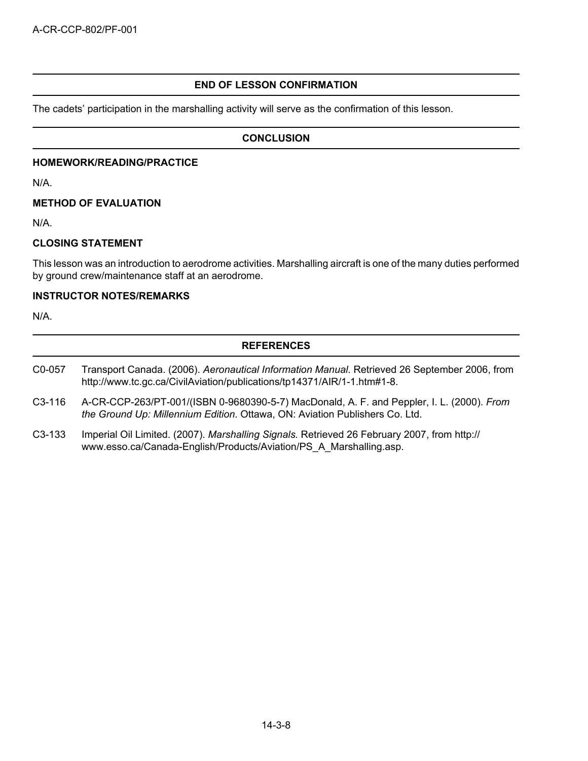## END OF LESSON CONFIRMATION

The cadets' participation in the marshalling activity will serve as the confirmation of this lesson.

## CONCLUSION

### HOMEWORK/READING/PRACTICE

N/A.

### METHOD OF EVALUATION

N/A.

### CLOSING STATEMENT

This lesson was an introduction to aerodrome activities. Marshalling aircraft is one of the many duties performed by ground crew/maintenance staff at an aerodrome.

### INSTRUCTOR NOTES/REMARKS

N/A.

## REFERENCES

C0-057 Transport Canada. (2006). *Aeronautical Information Manual.* Retrieved 26 September 2006, from http://www.tc.gc.ca/CivilAviation/publications/tp14371/AIR/1-1.htm#1-8.

C3-116 A-CR-CCP-263/PT-001/(ISBN 0-9680390-5-7) MacDonald, A. F. and Peppler, I. L. (2000). *From the Ground Up: Millennium Edition.* Ottawa, ON: Aviation Publishers Co. Ltd.

C3-133 Imperial Oil Limited. (2007). *Marshalling Signals.* Retrieved 26 February 2007, from http://www.esso.ca/Canada-English/Products/Aviation/PS_A_Marshalling.asp.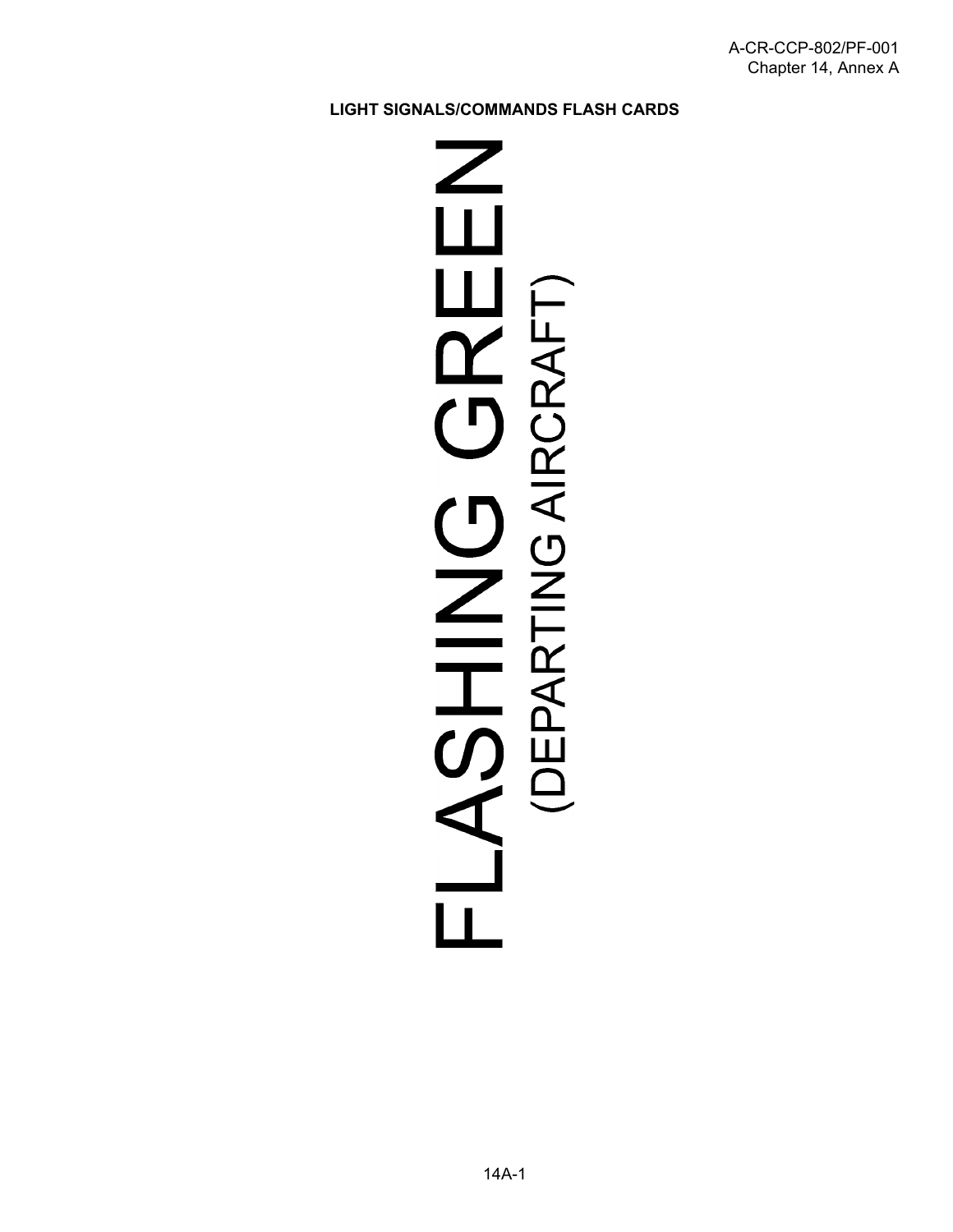**LIGHT SIGNALS/COMMANDS FLASH CARDS**

# FLASHING GREEN

(DEPARTING AIRCRAFT)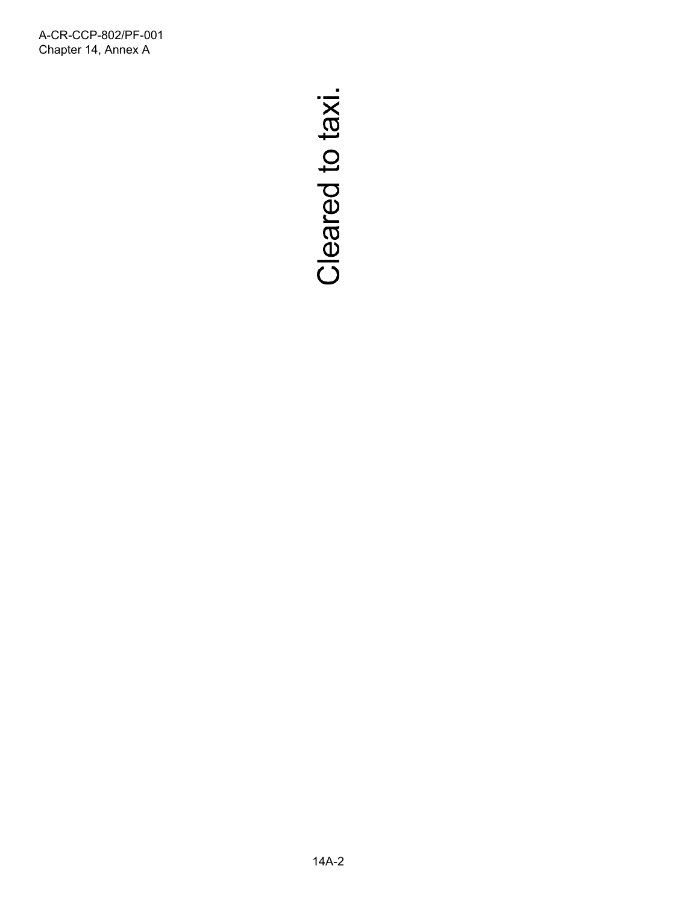Cleared to taxi.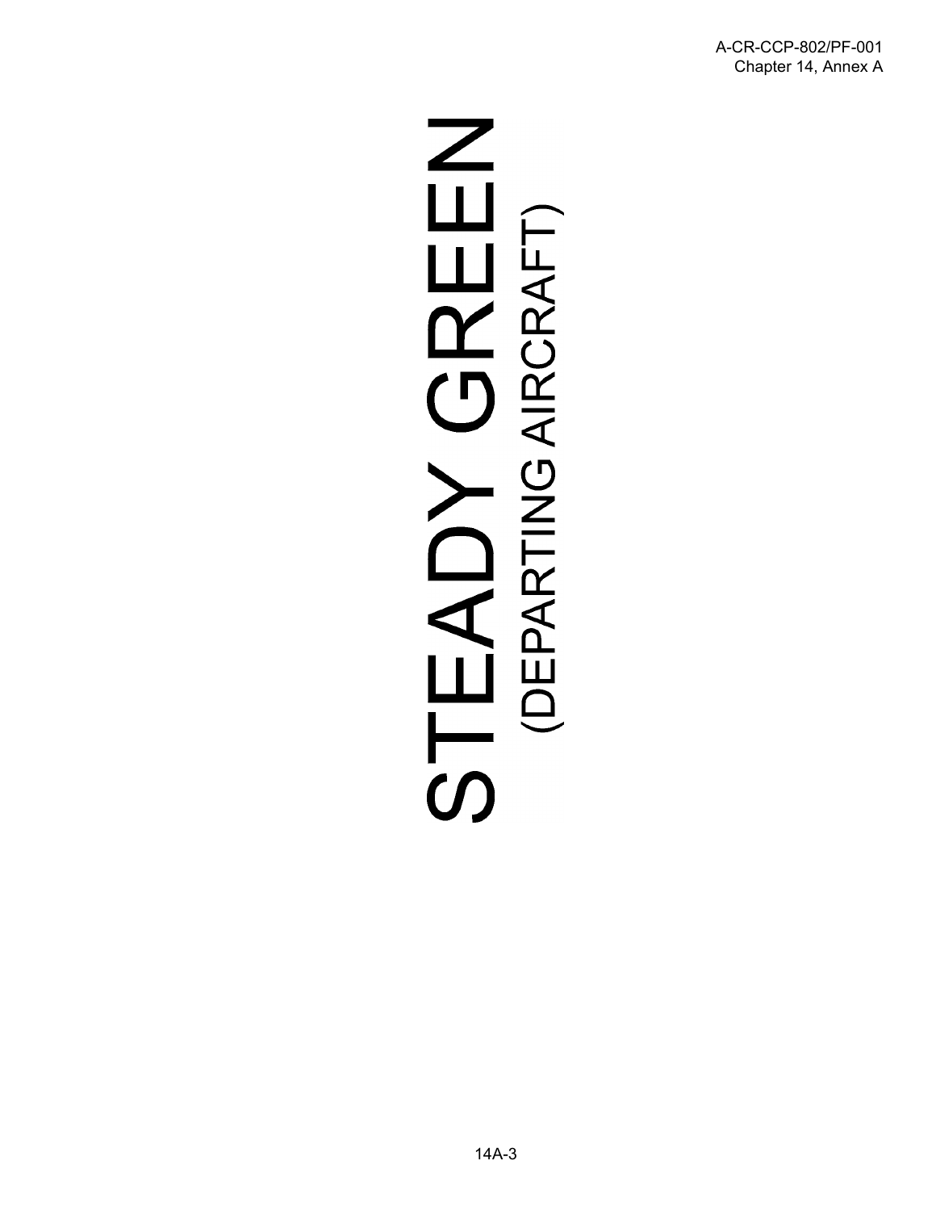# STEADY GREEN

(DEPARTING AIRCRAFT)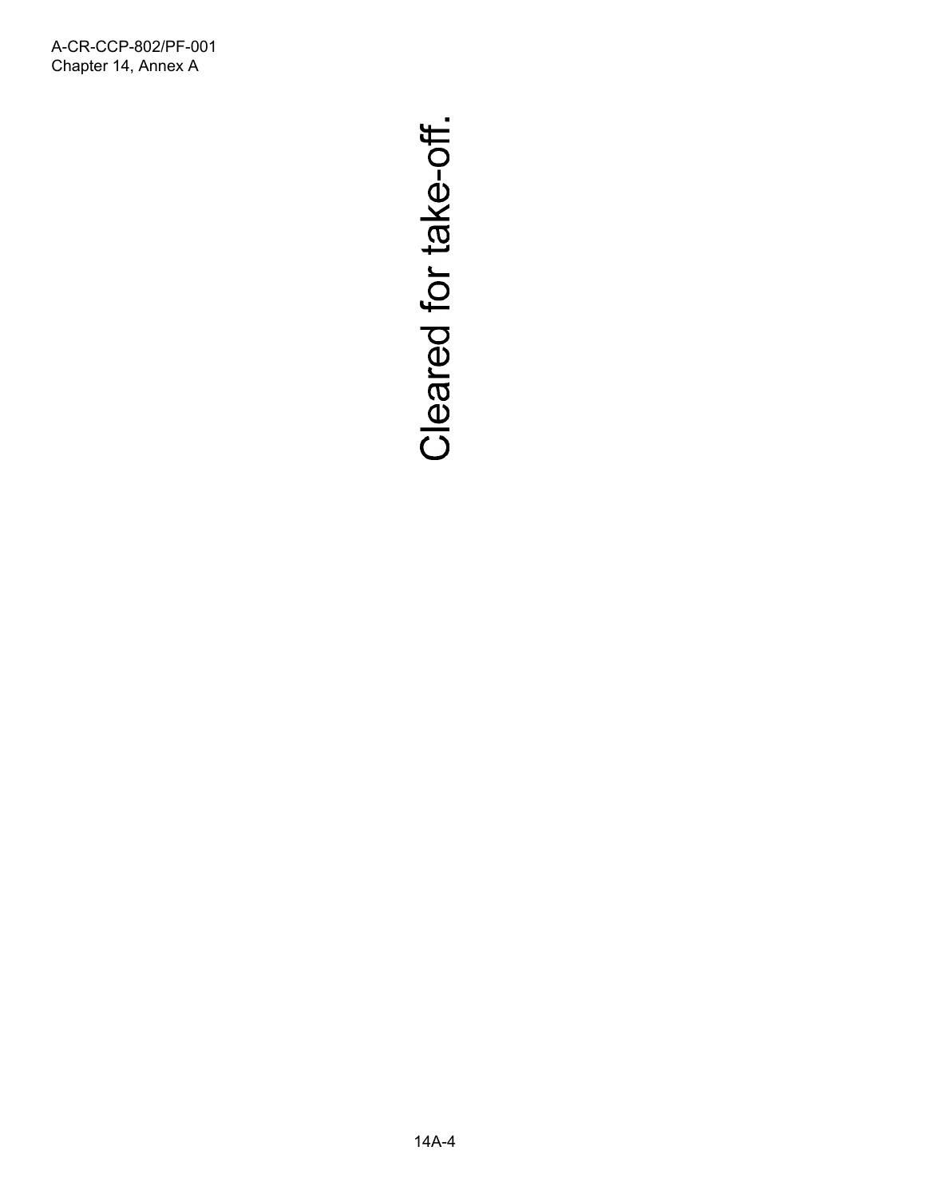Cleared for take-off.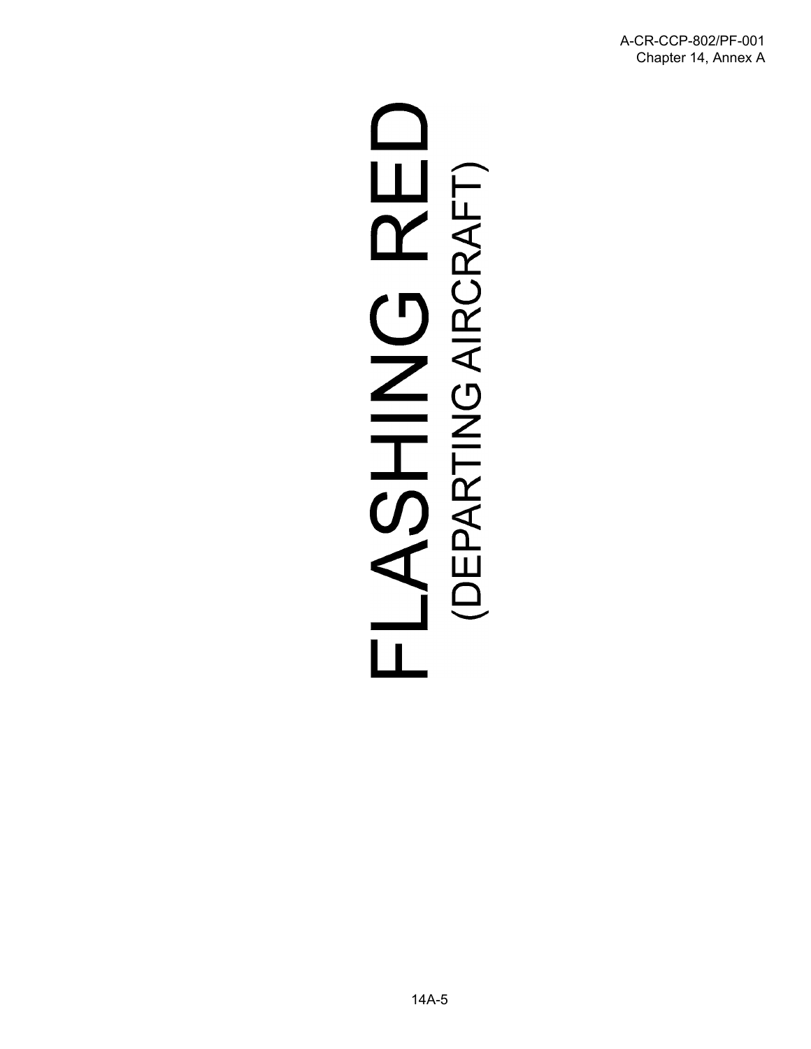# FLASHING RED

## (DEPARTING AIRCRAFT)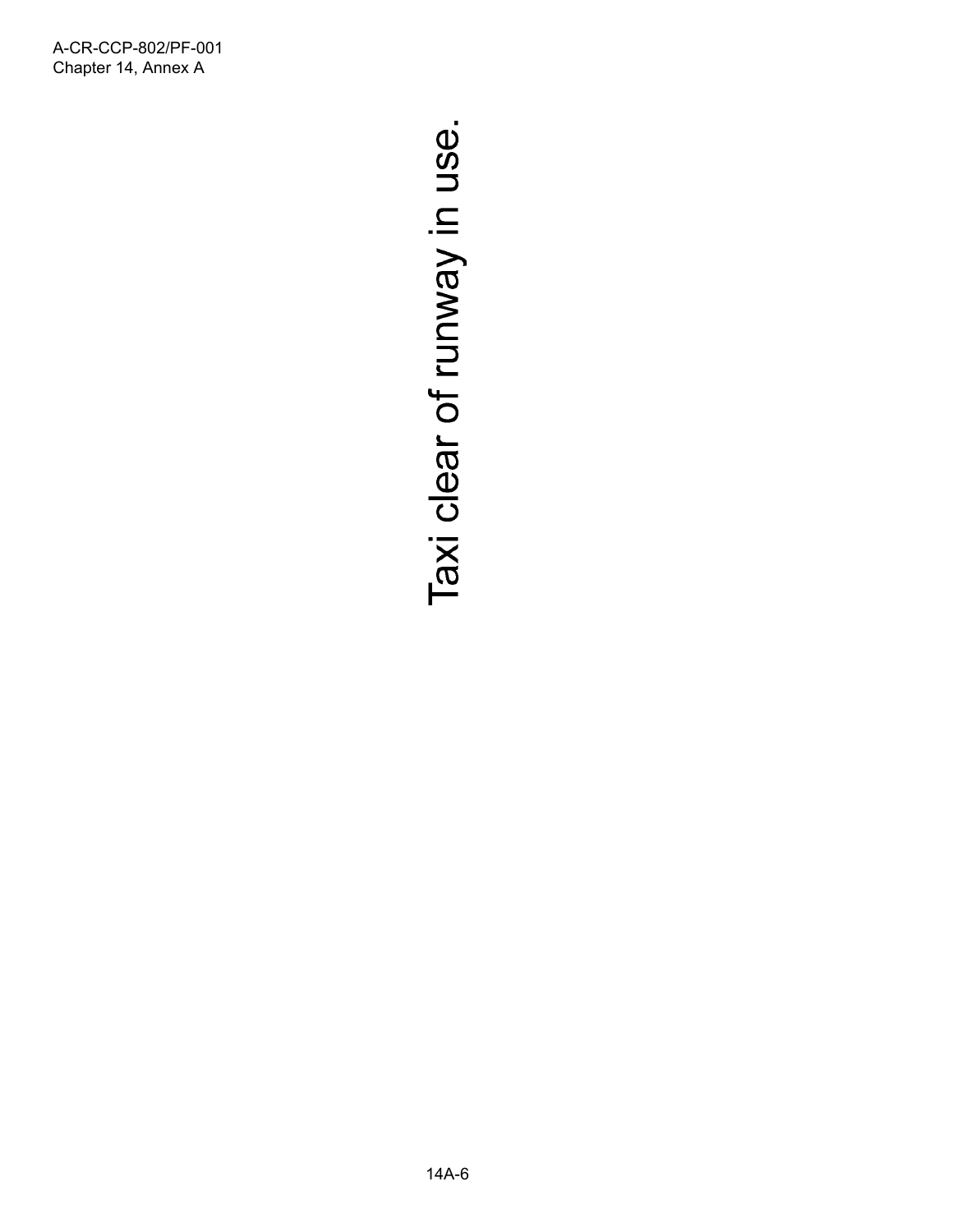Taxi clear of runway in use.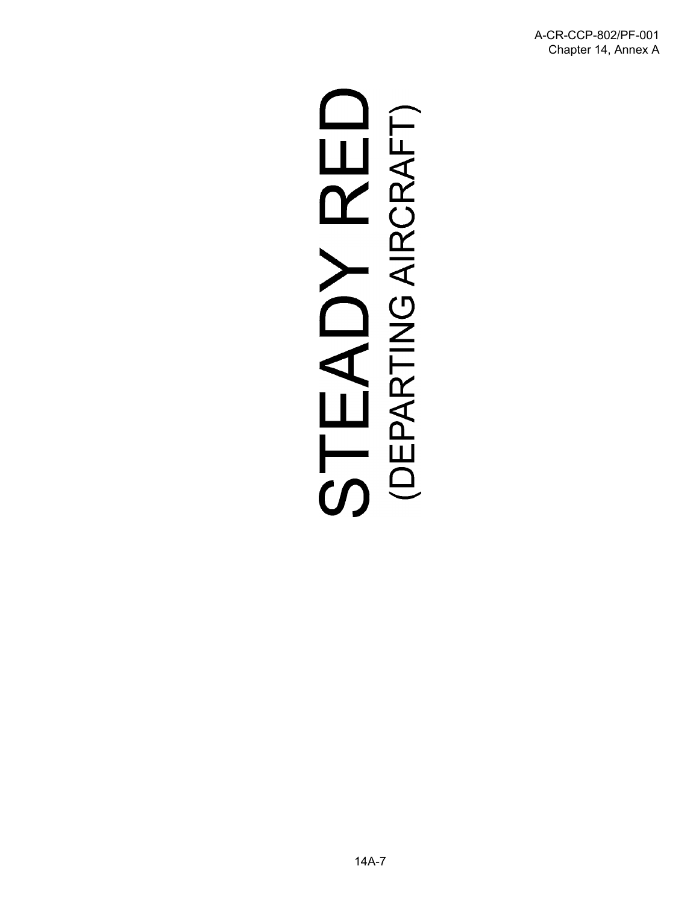# STEADY RED

(DEPARTING AIRCRAFT)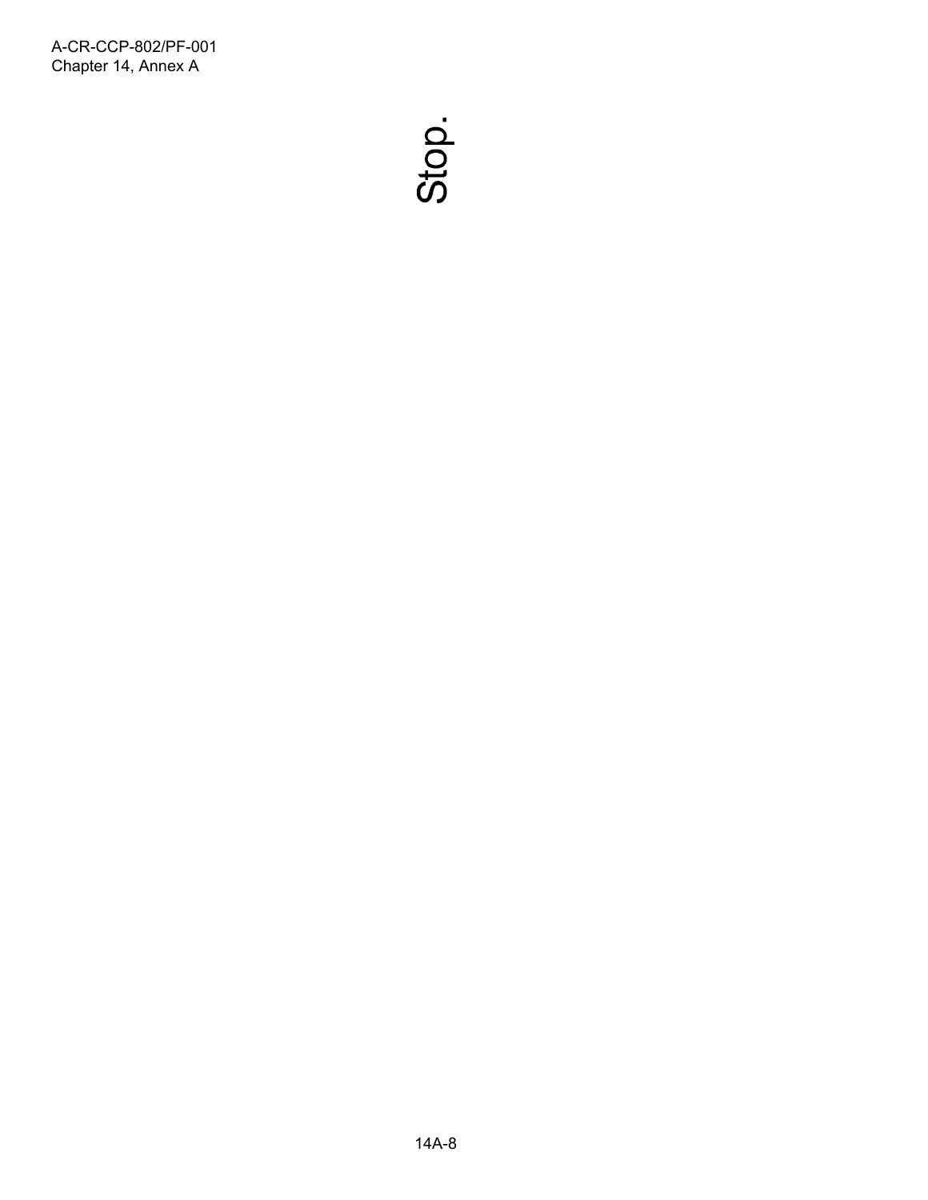Stop.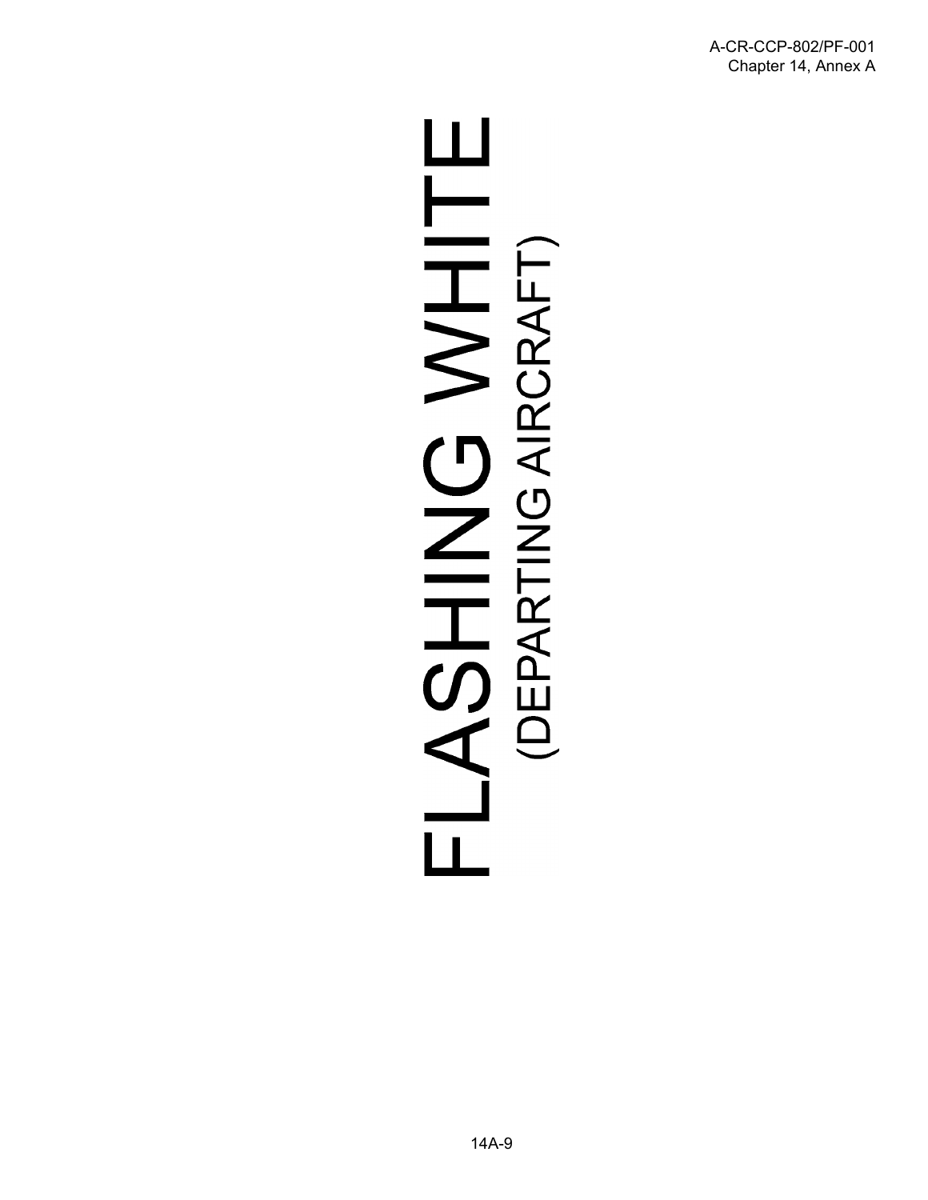# FLASHING WHITE

(DEPARTING AIRCRAFT)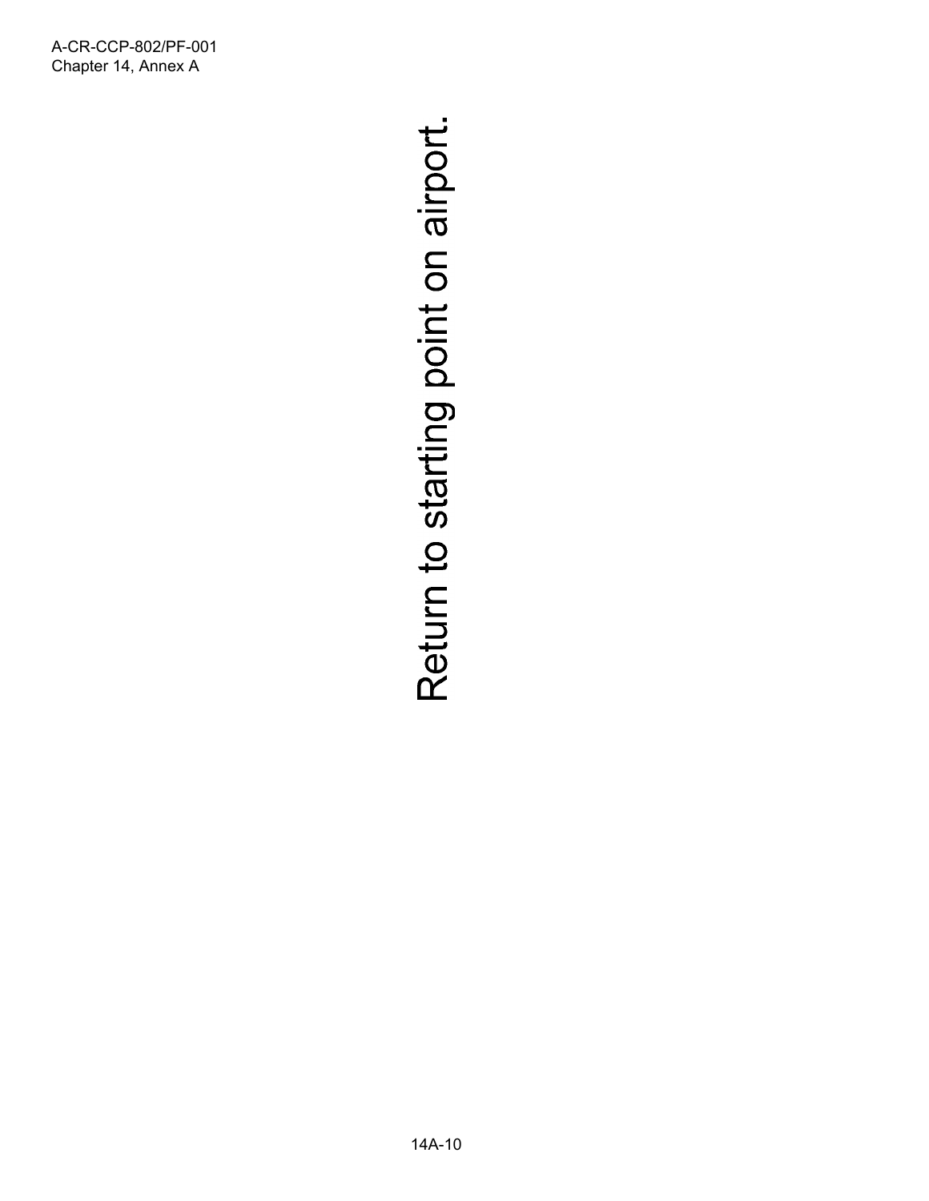Return to starting point on airport.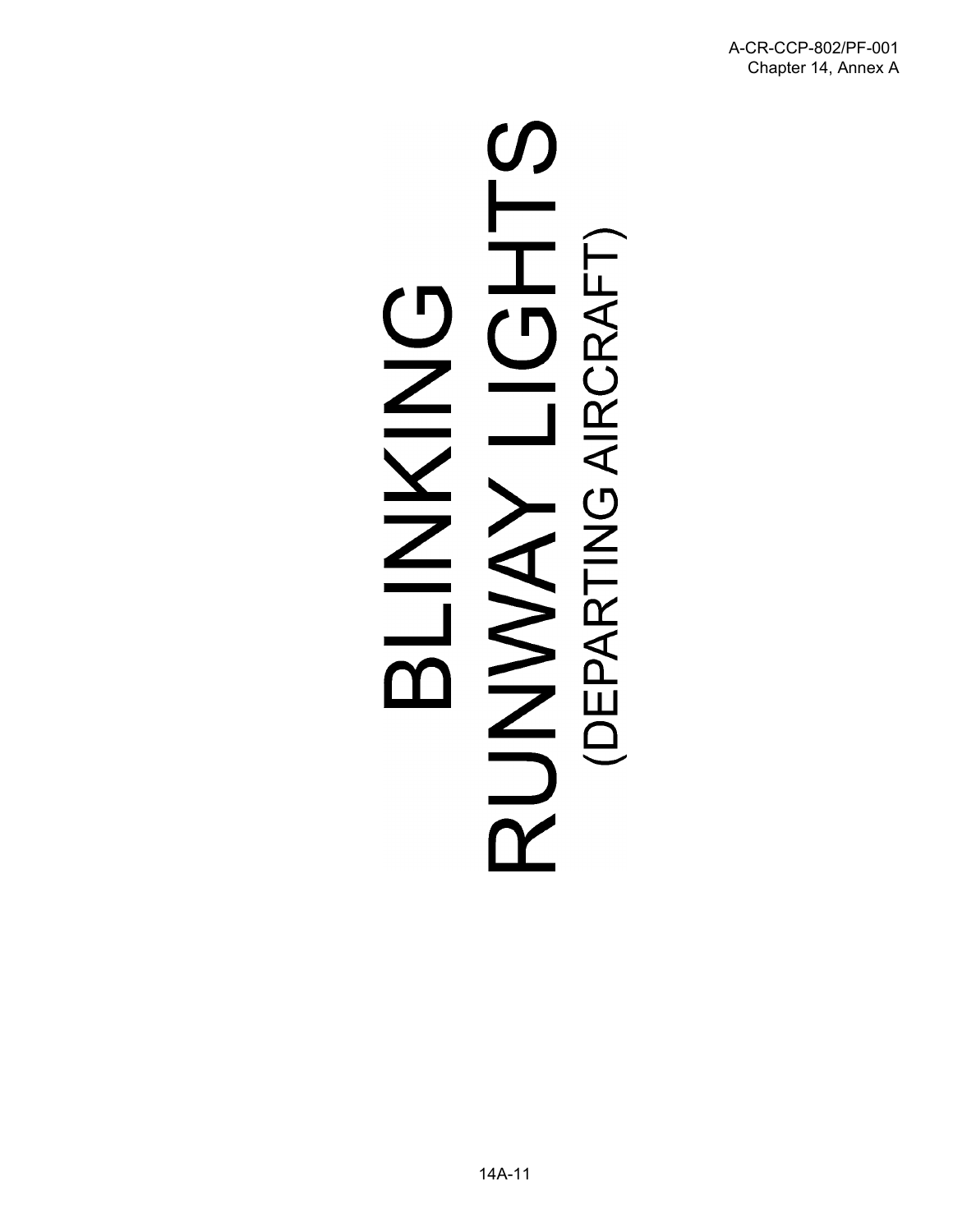# BLINKING RUNWAY LIGHTS

(DEPARTING AIRCRAFT)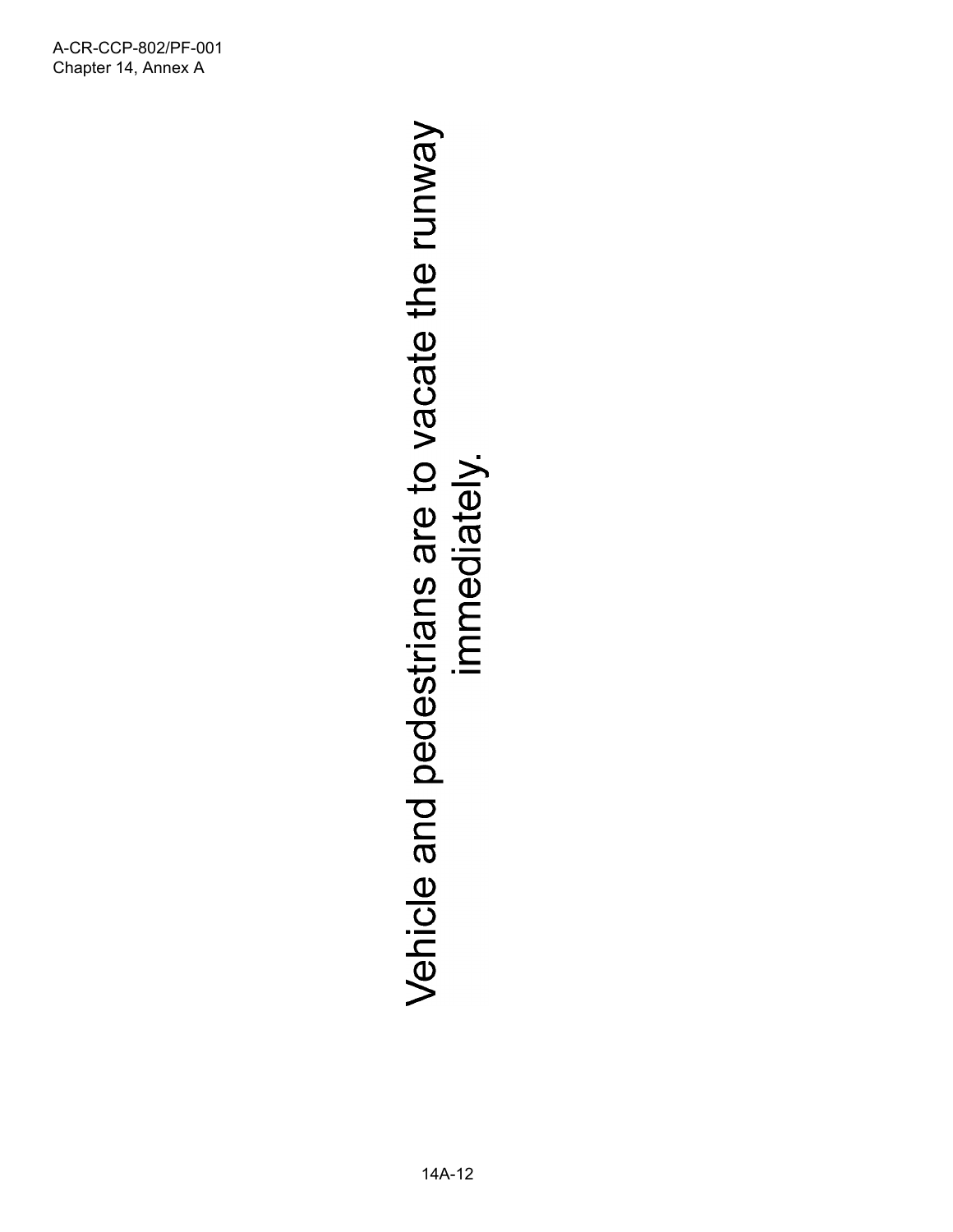Vehicle and pedestrians are to vacate the runway immediately.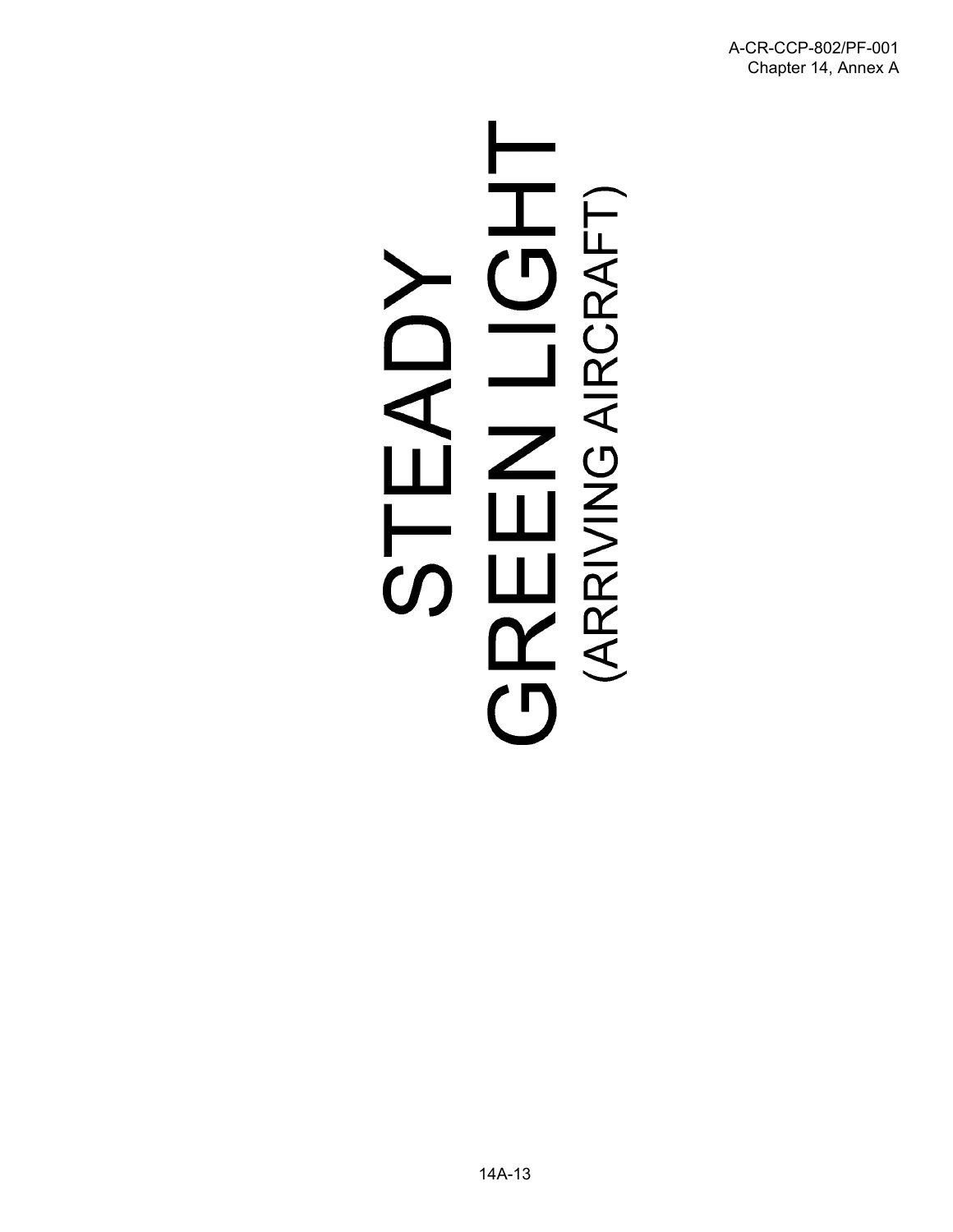# STEADY GREEN LIGHT

(ARRIVING AIRCRAFT)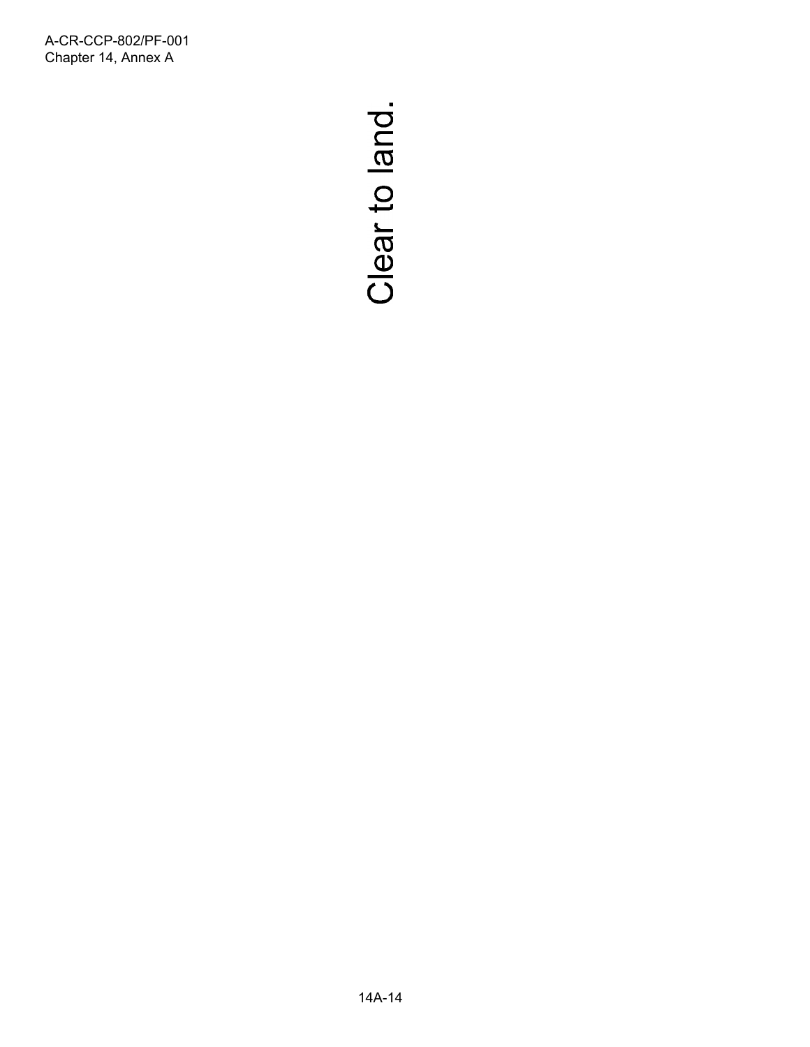Clear to land.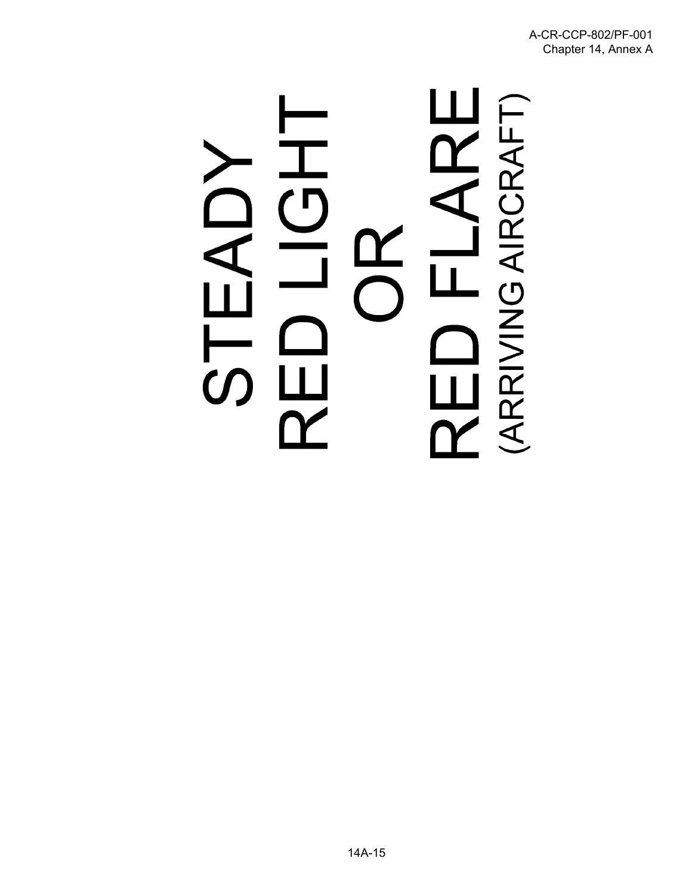# STEADY RED LIGHT OR RED FLARE

(ARRIVING AIRCRAFT)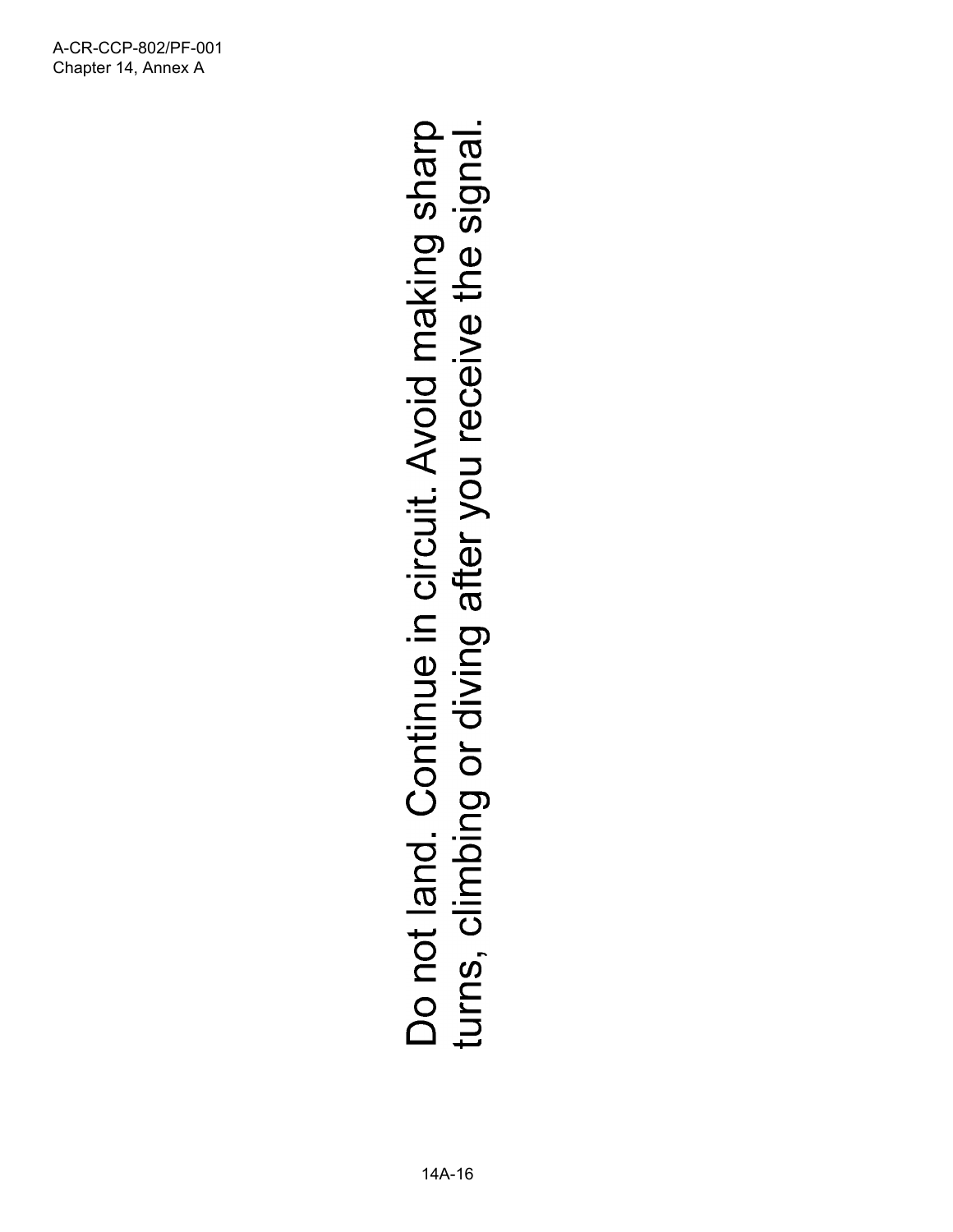Do not land. Continue in circuit. Avoid making sharp turns, climbing or diving after you receive the signal.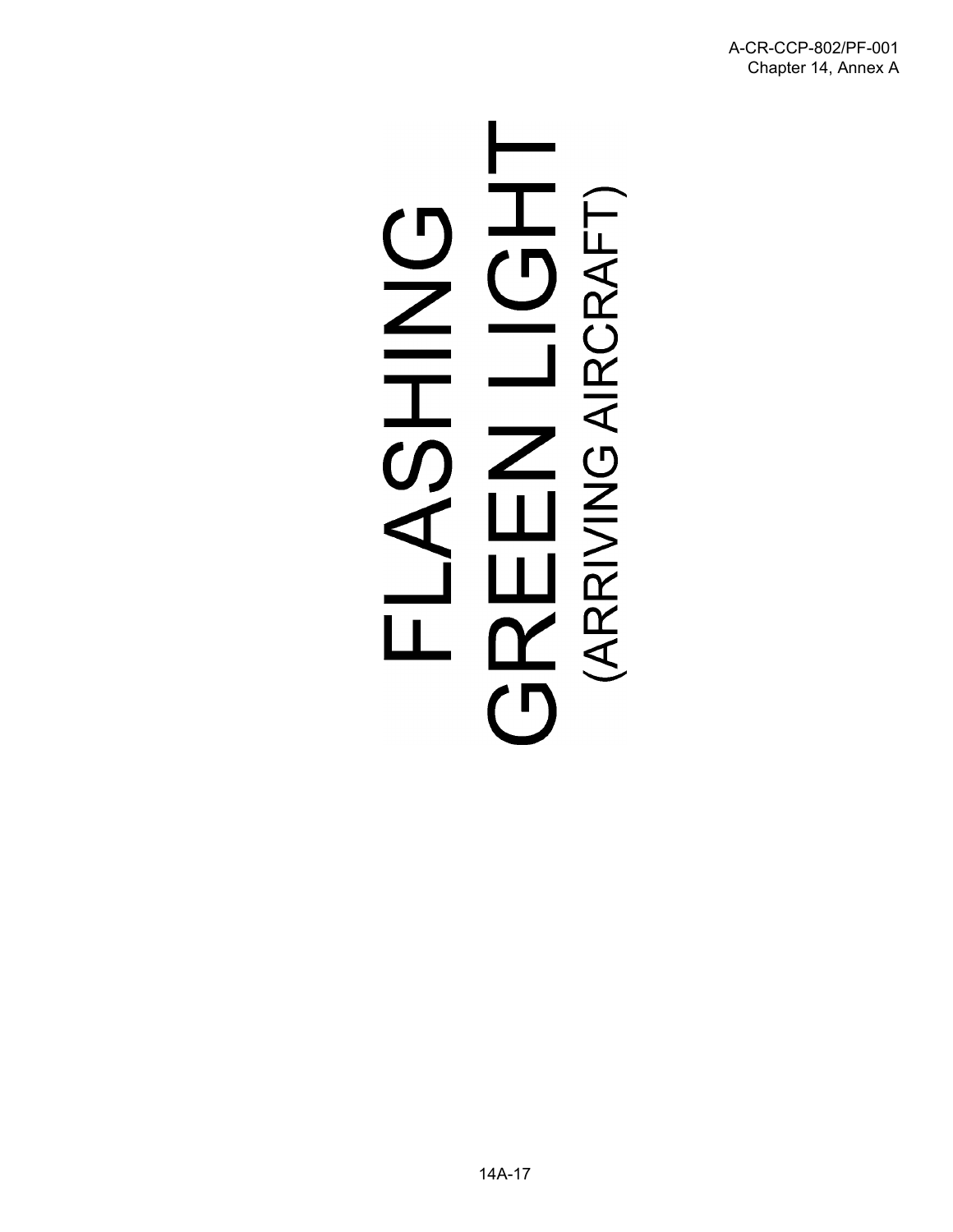# FLASHING GREEN LIGHT

(ARRIVING AIRCRAFT)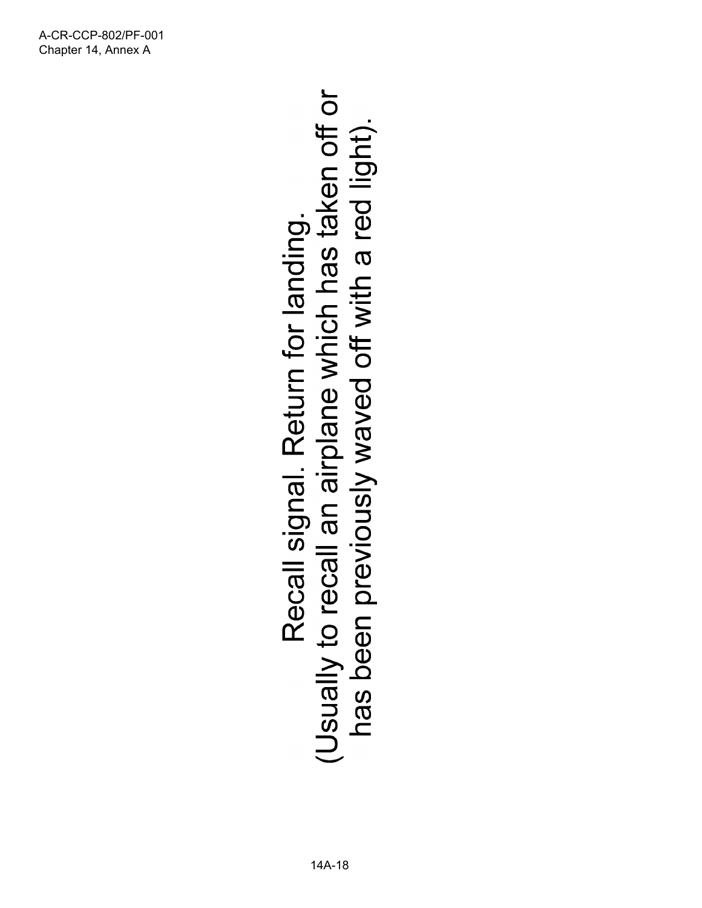Recall signal. Return for landing.
(Usually to recall an airplane which has taken off or has been previously waved off with a red light).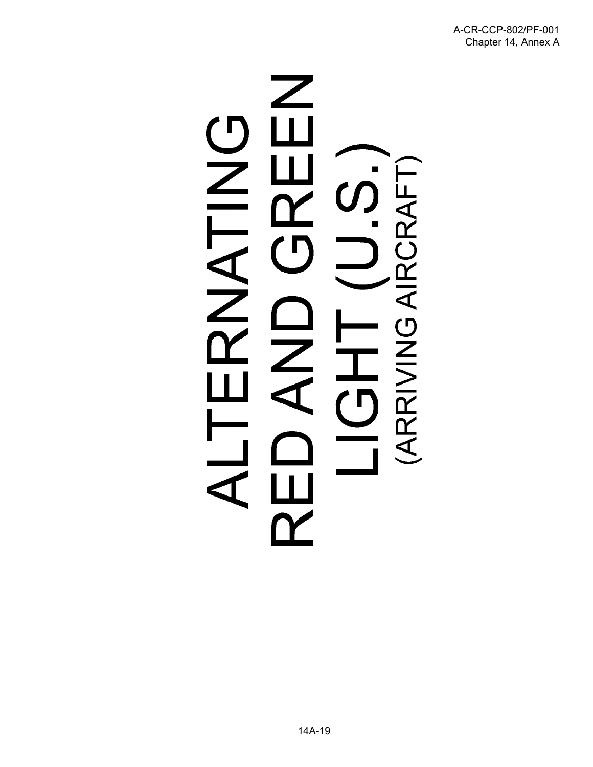# ALTERNATING RED AND GREEN LIGHT (U.S.)

(ARRIVING AIRCRAFT)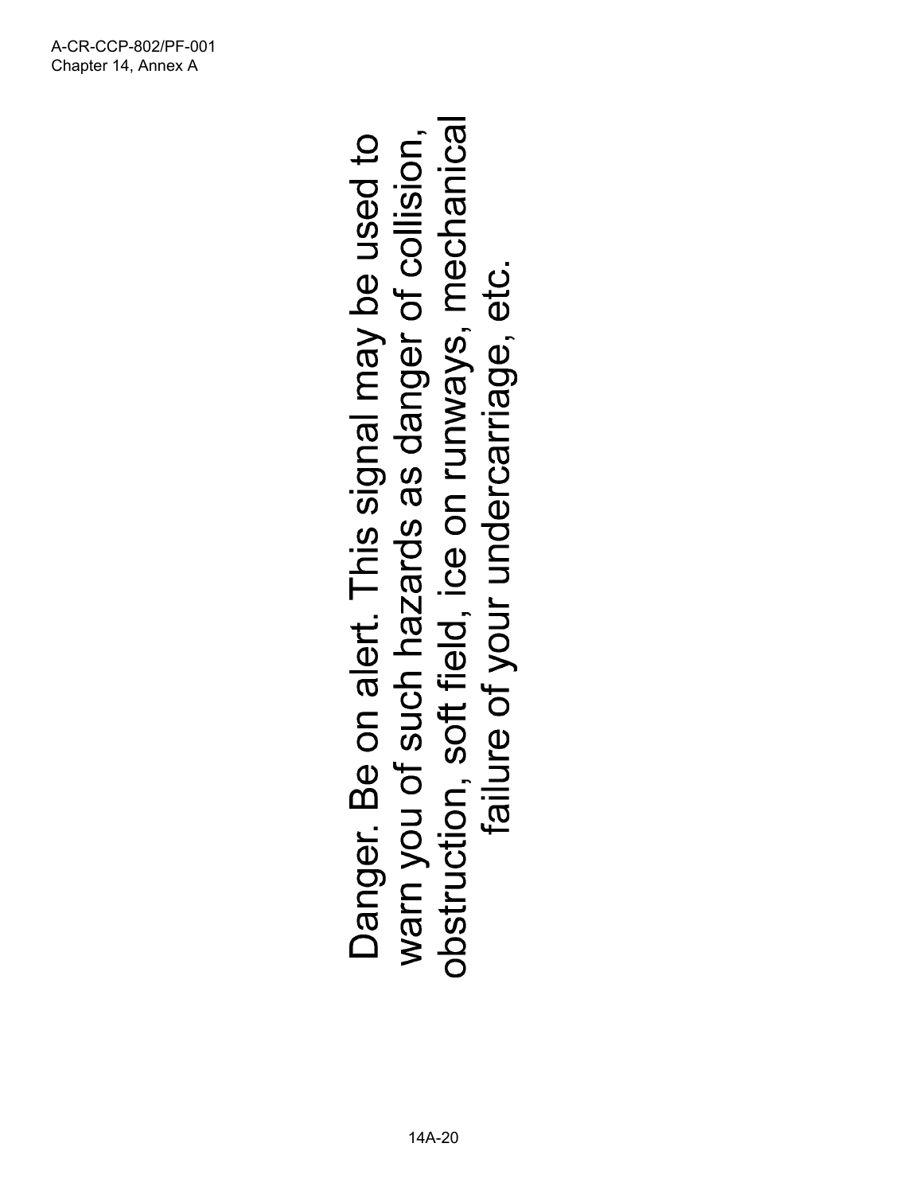Danger. Be on alert. This signal may be used to warn you of such hazards as danger of collision, obstruction, soft field, ice on runways, mechanical failure of your undercarriage, etc.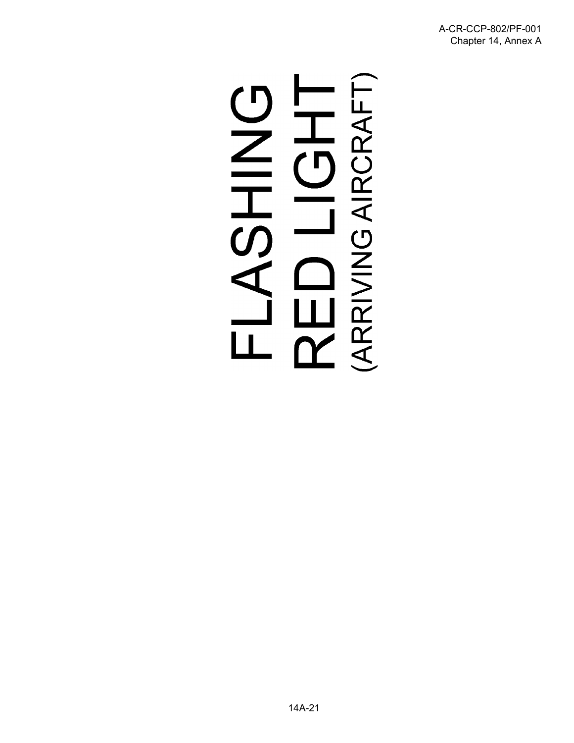# FLASHING RED LIGHT

## (ARRIVING AIRCRAFT)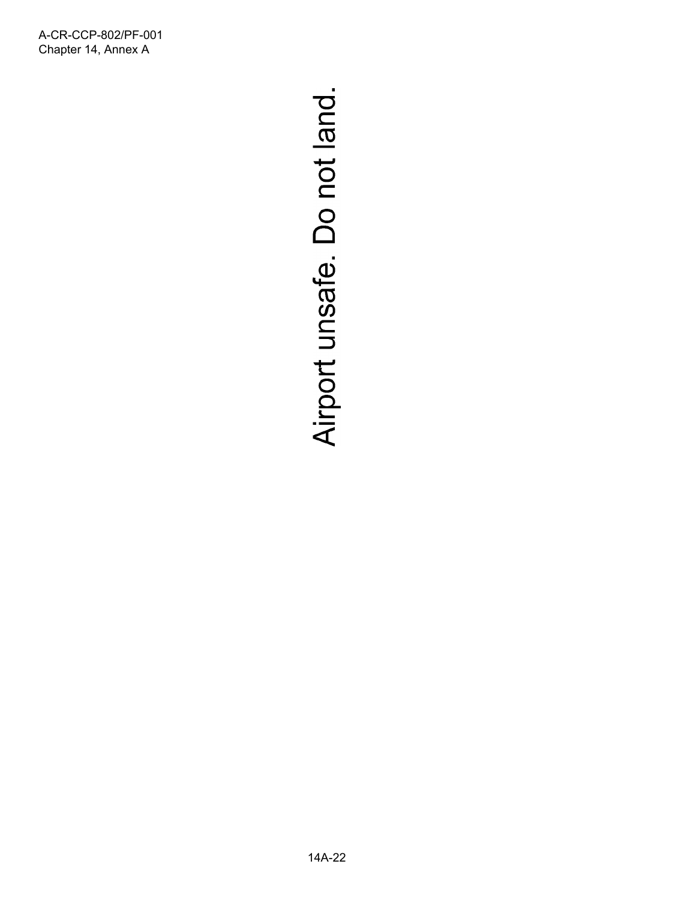Airport unsafe. Do not land.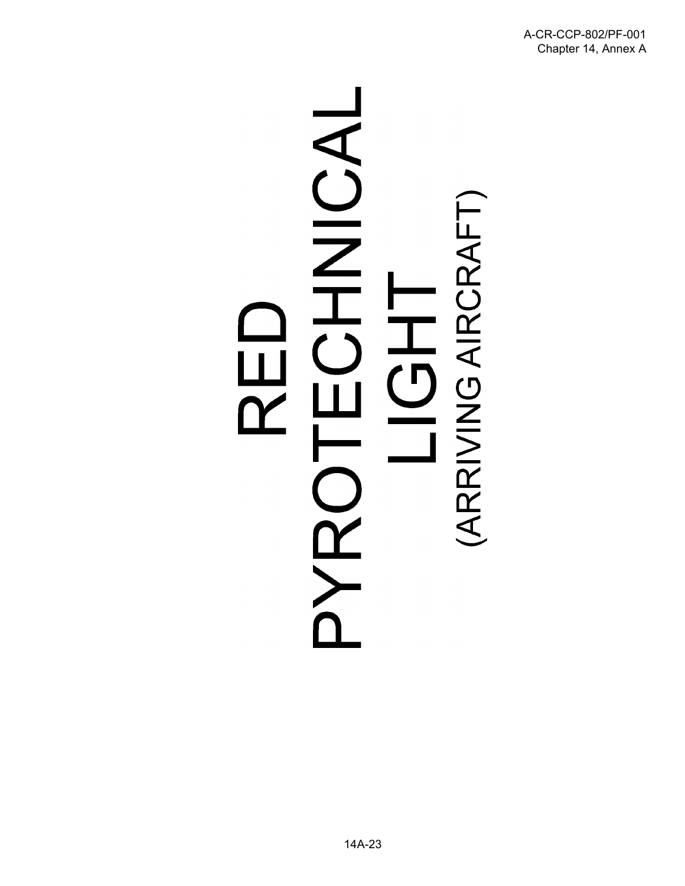# RED PYROTECHNICAL LIGHT

(ARRIVING AIRCRAFT)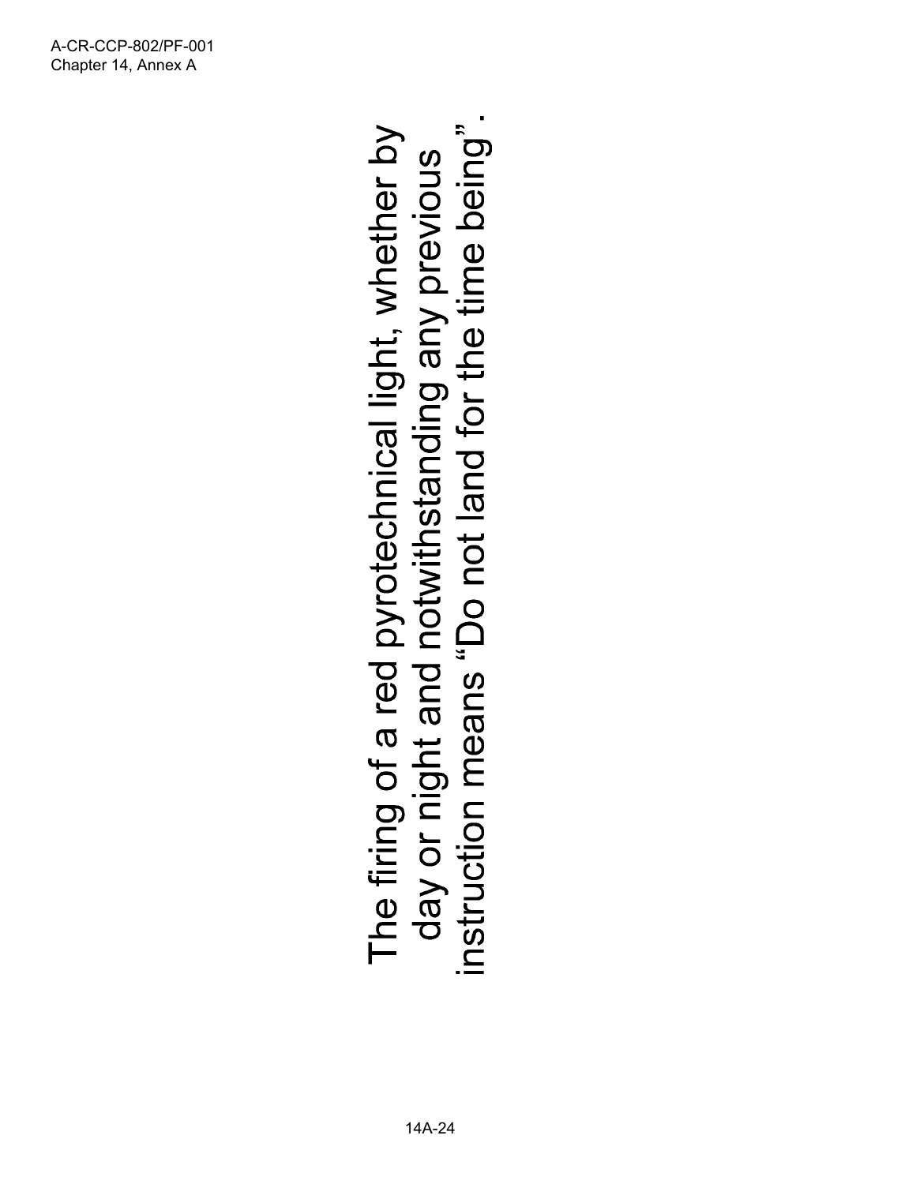The firing of a red pyrotechnical light, whether by day or night and notwithstanding any previous instruction means "Do not land for the time being".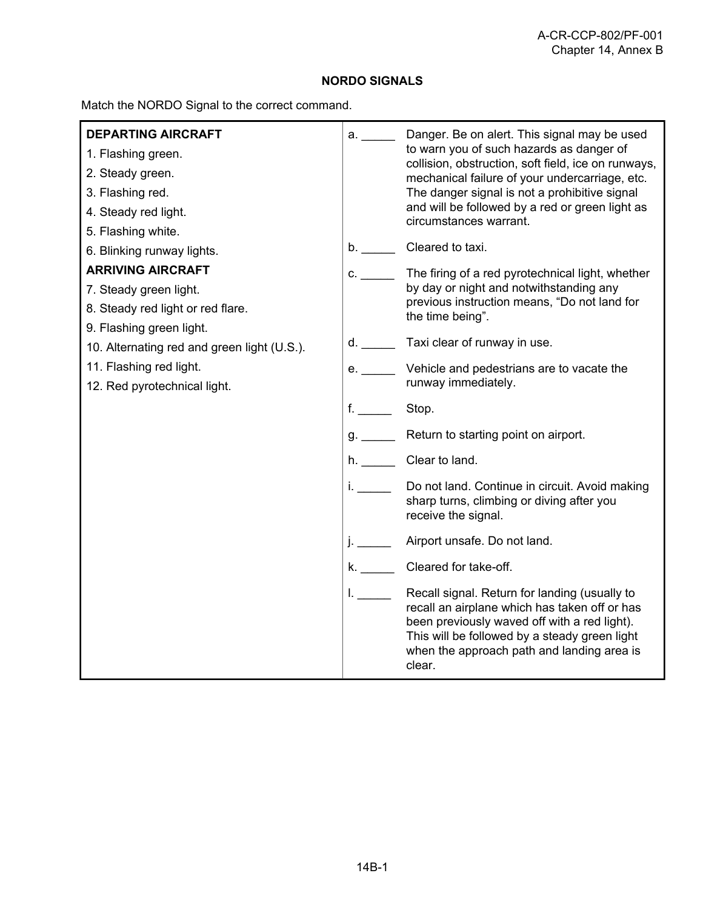## NORDO SIGNALS

Match the NORDO Signal to the correct command.

| | | |
|---|---|---|
| **DEPARTING AIRCRAFT** | a. _____ | Danger. Be on alert. This signal may be used to warn you of such hazards as danger of collision, obstruction, soft field, ice on runways, mechanical failure of your undercarriage, etc. The danger signal is not a prohibitive signal and will be followed by a red or green light as circumstances warrant. |
| 1. Flashing green. | b. _____ | Cleared to taxi. |
| 2. Steady green. | c. _____ | The firing of a red pyrotechnical light, whether by day or night and notwithstanding any previous instruction means, "Do not land for the time being". |
| 3. Flashing red. | d. _____ | Taxi clear of runway in use. |
| 4. Steady red light. | e. _____ | Vehicle and pedestrians are to vacate the runway immediately. |
| 5. Flashing white. | f. _____ | Stop. |
| 6. Blinking runway lights. | g. _____ | Return to starting point on airport. |
| **ARRIVING AIRCRAFT** | h. _____ | Clear to land. |
| 7. Steady green light. | i. _____ | Do not land. Continue in circuit. Avoid making sharp turns, climbing or diving after you receive the signal. |
| 8. Steady red light or red flare. | j. _____ | Airport unsafe. Do not land. |
| 9. Flashing green light. | k. _____ | Cleared for take-off. |
| 10. Alternating red and green light (U.S.). | l. _____ | Recall signal. Return for landing (usually to recall an airplane which has taken off or has been previously waved off with a red light). This will be followed by a steady green light when the approach path and landing area is clear. |
| 11. Flashing red light. | | |
| 12. Red pyrotechnical light. | | |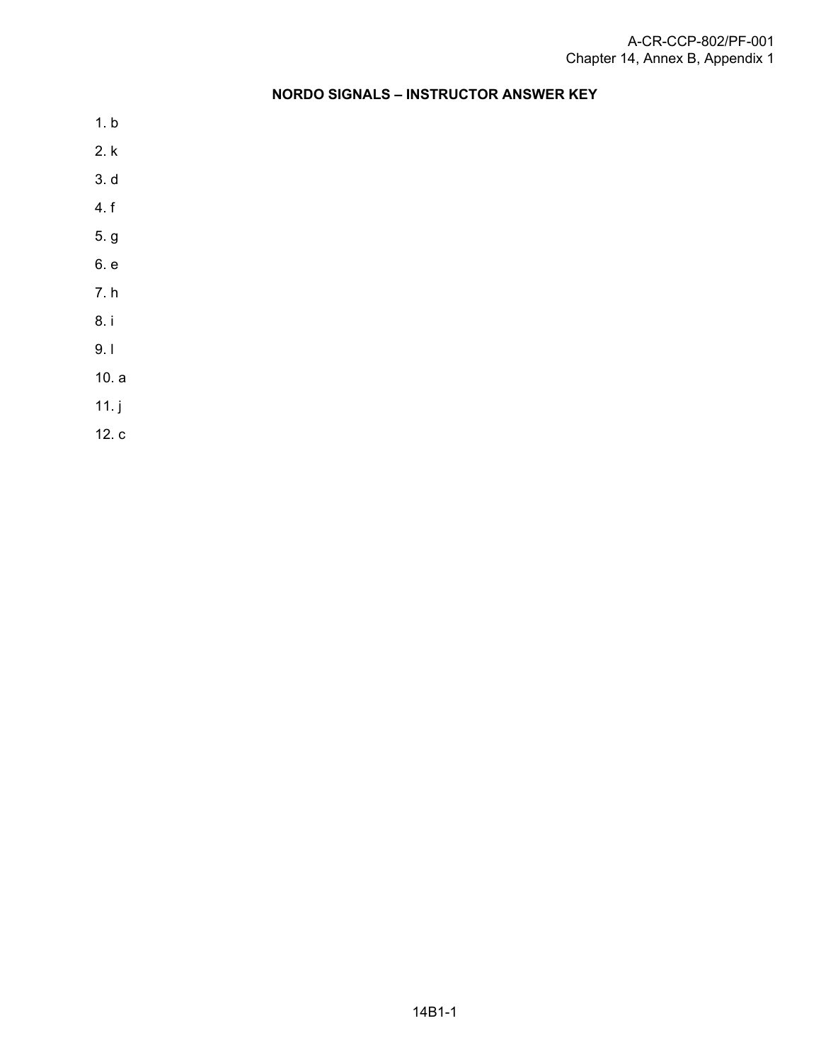## NORDO SIGNALS – INSTRUCTOR ANSWER KEY

1. b
2. k
3. d
4. f
5. g
6. e
7. h
8. i
9. l
10. a
11. j
12. c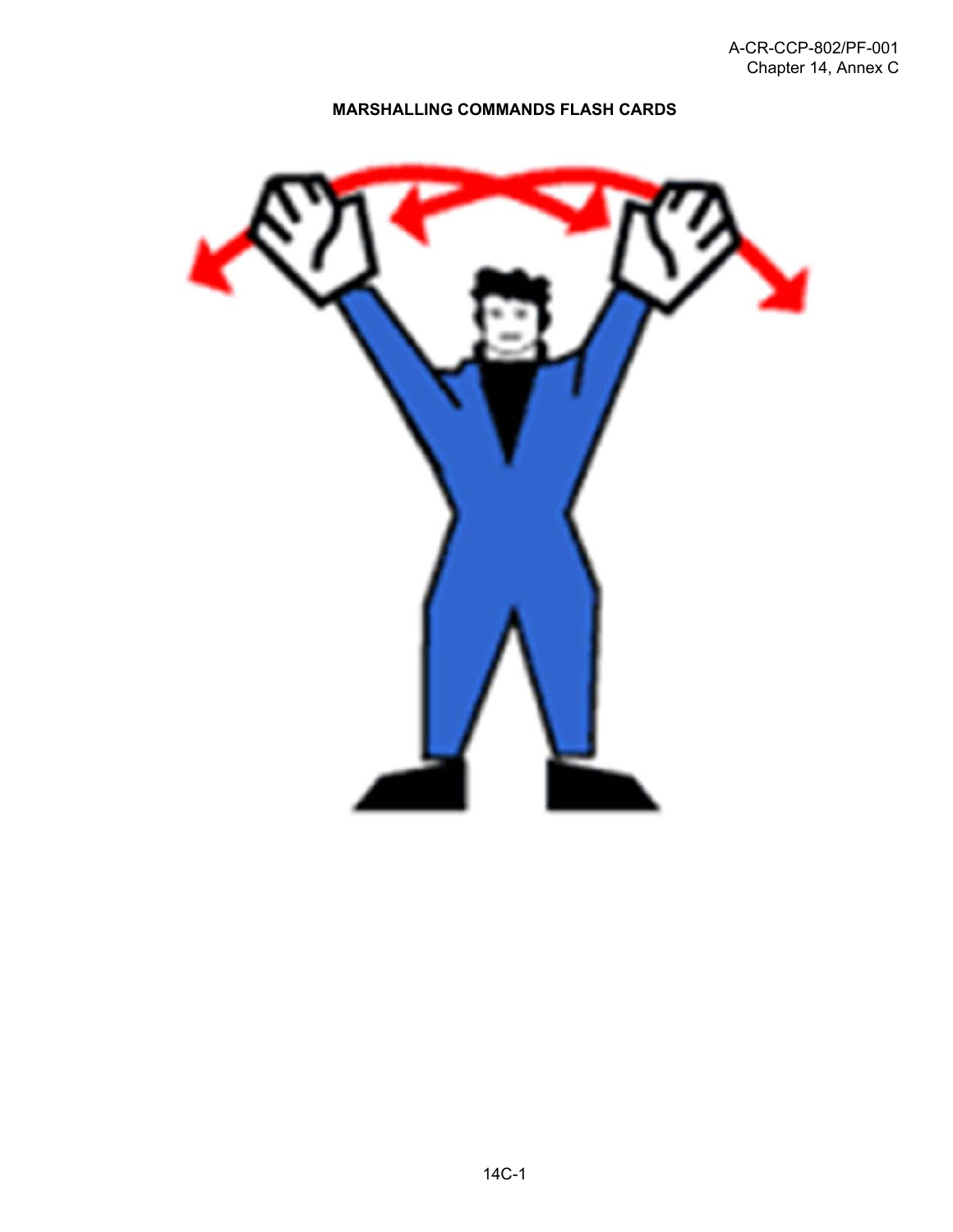**MARSHALLING COMMANDS FLASH CARDS**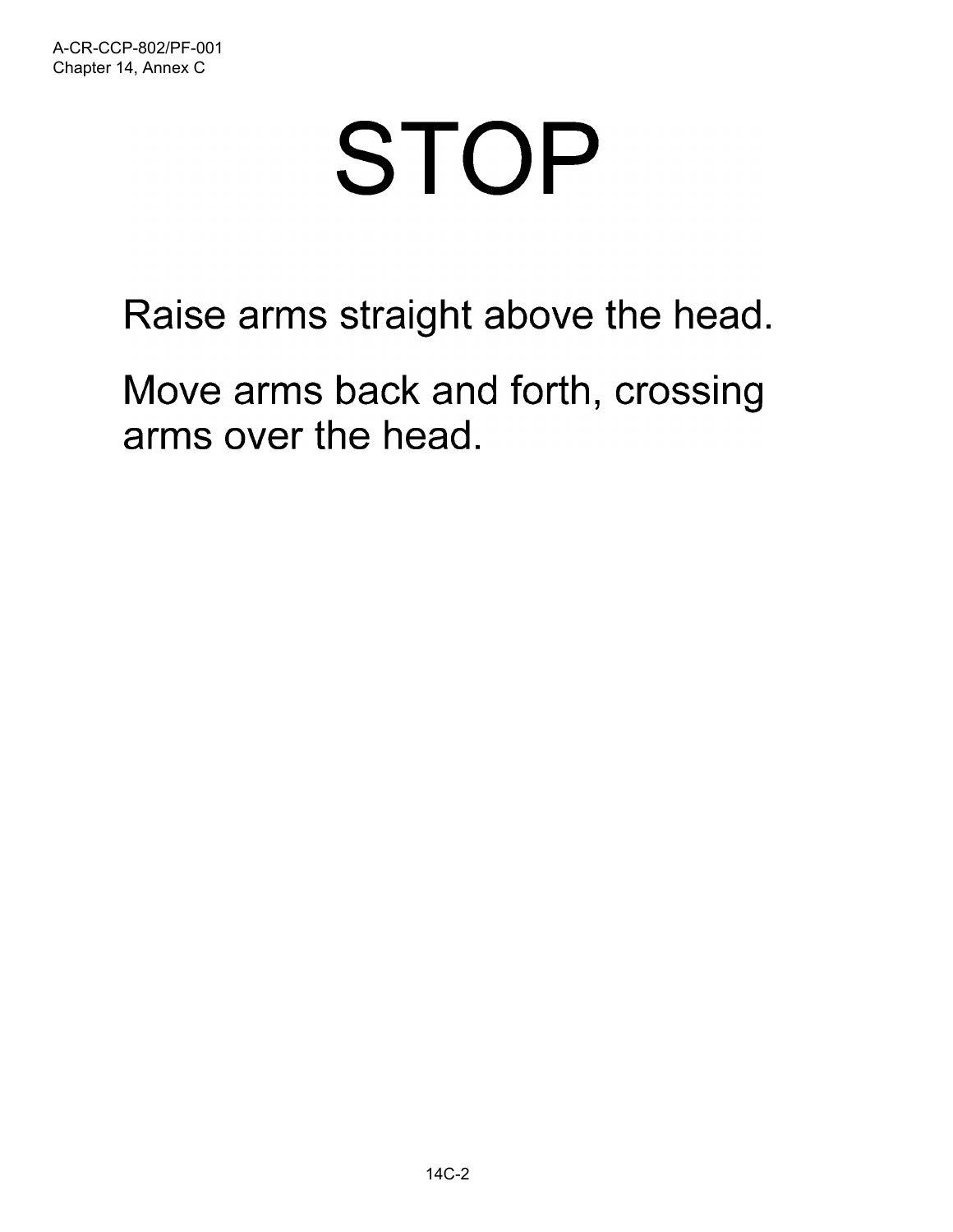# STOP

Raise arms straight above the head.

Move arms back and forth, crossing arms over the head.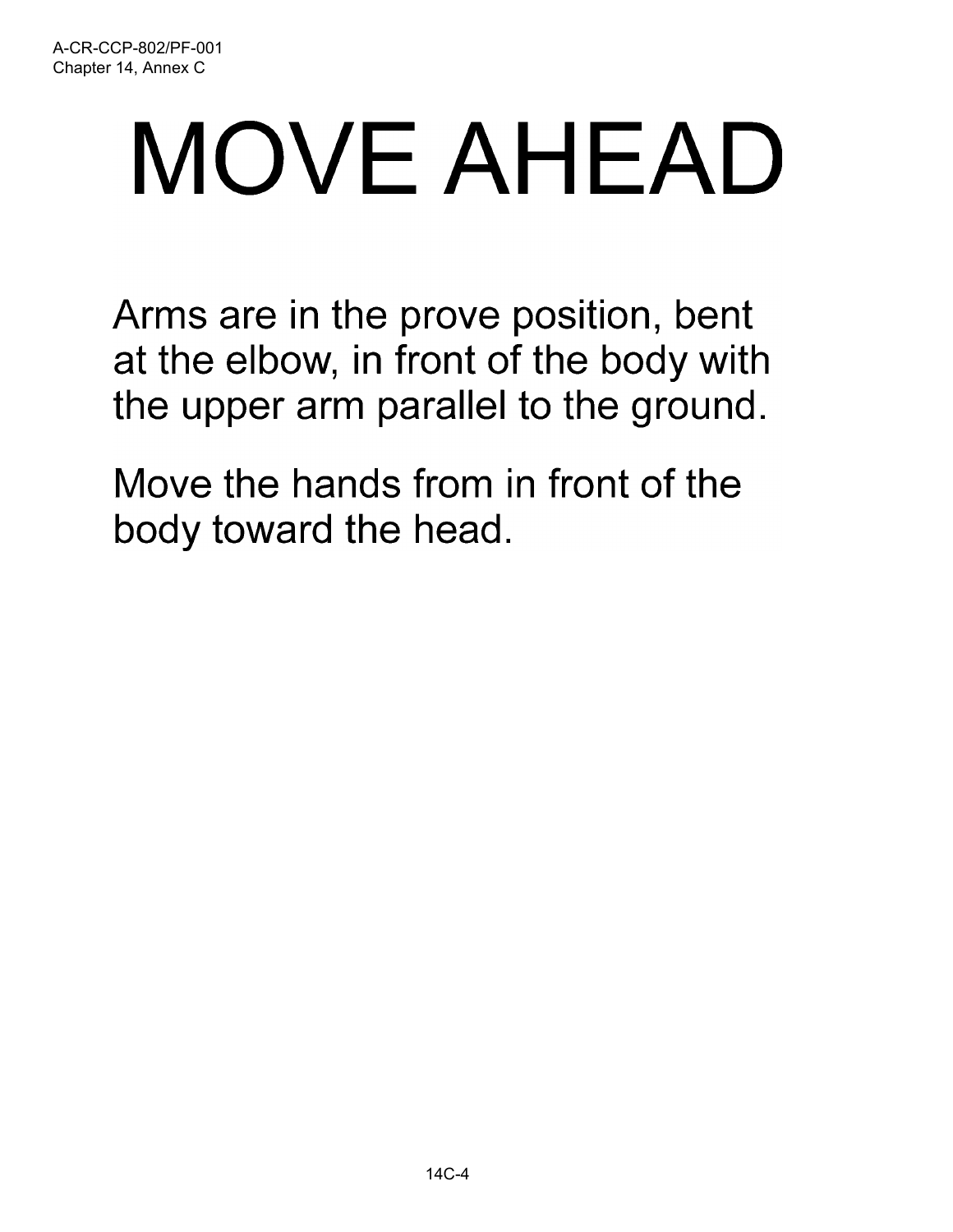# MOVE AHEAD

Arms are in the prove position, bent at the elbow, in front of the body with the upper arm parallel to the ground.

Move the hands from in front of the body toward the head.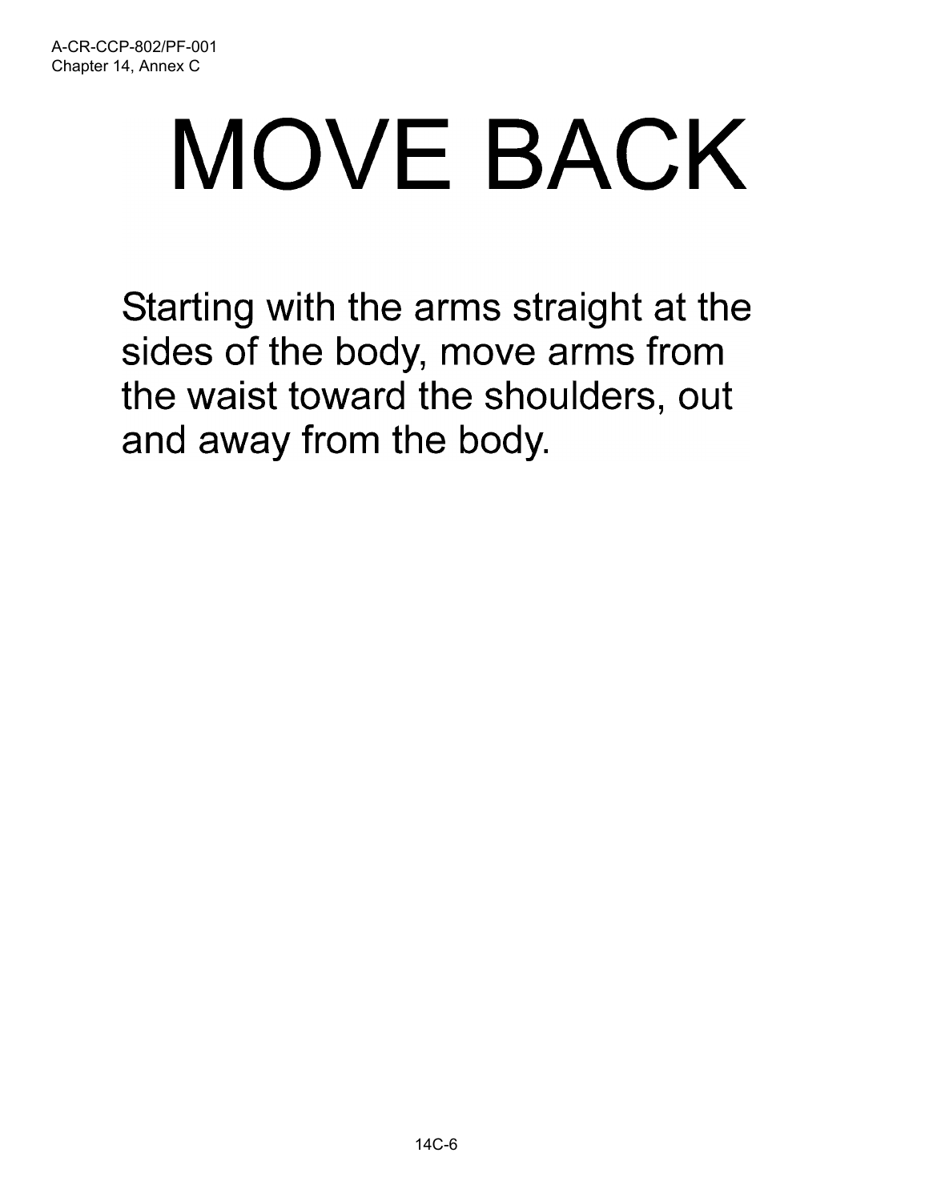# MOVE BACK

Starting with the arms straight at the sides of the body, move arms from the waist toward the shoulders, out and away from the body.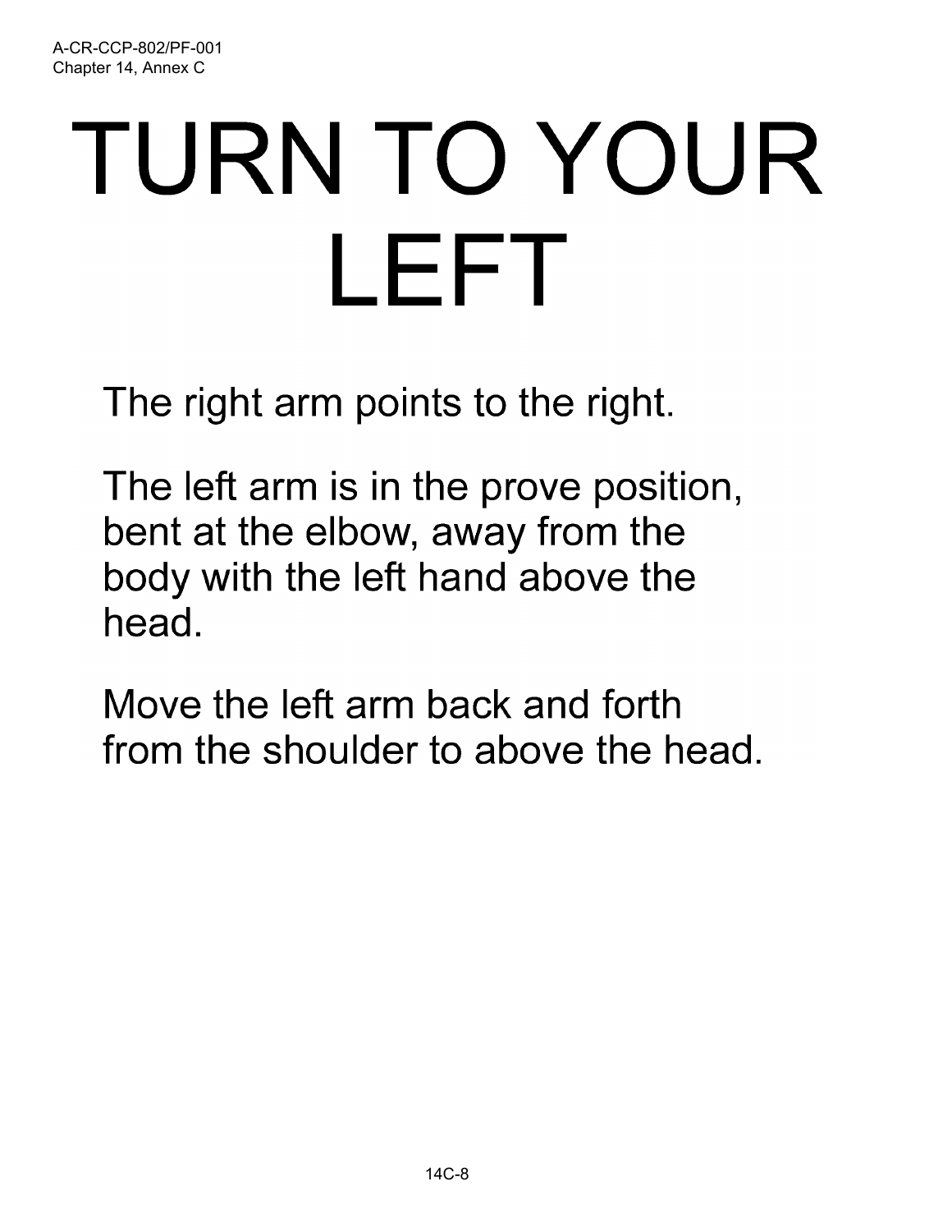# TURN TO YOUR LEFT

The right arm points to the right.

The left arm is in the prove position, bent at the elbow, away from the body with the left hand above the head.

Move the left arm back and forth from the shoulder to above the head.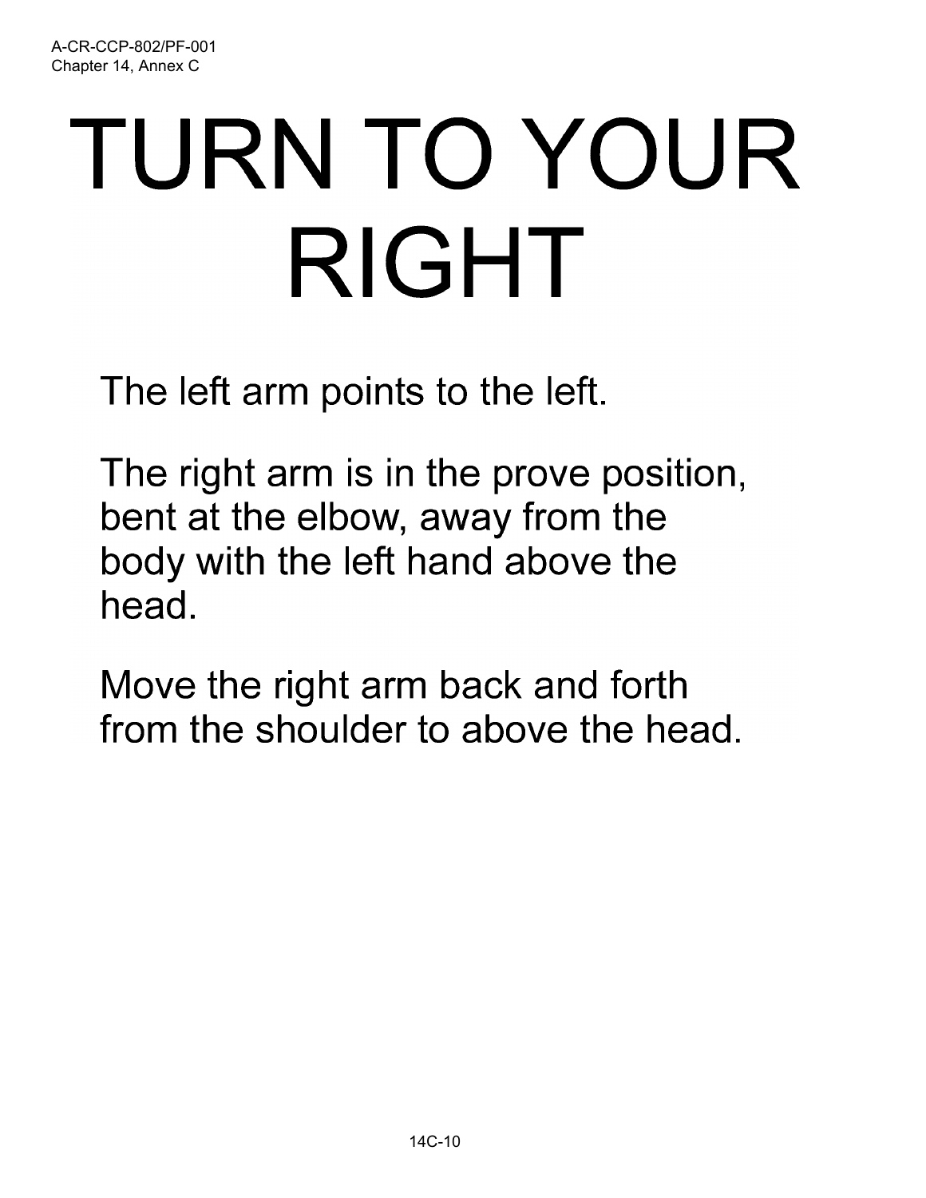# TURN TO YOUR RIGHT

The left arm points to the left.

The right arm is in the prove position, bent at the elbow, away from the body with the left hand above the head.

Move the right arm back and forth from the shoulder to above the head.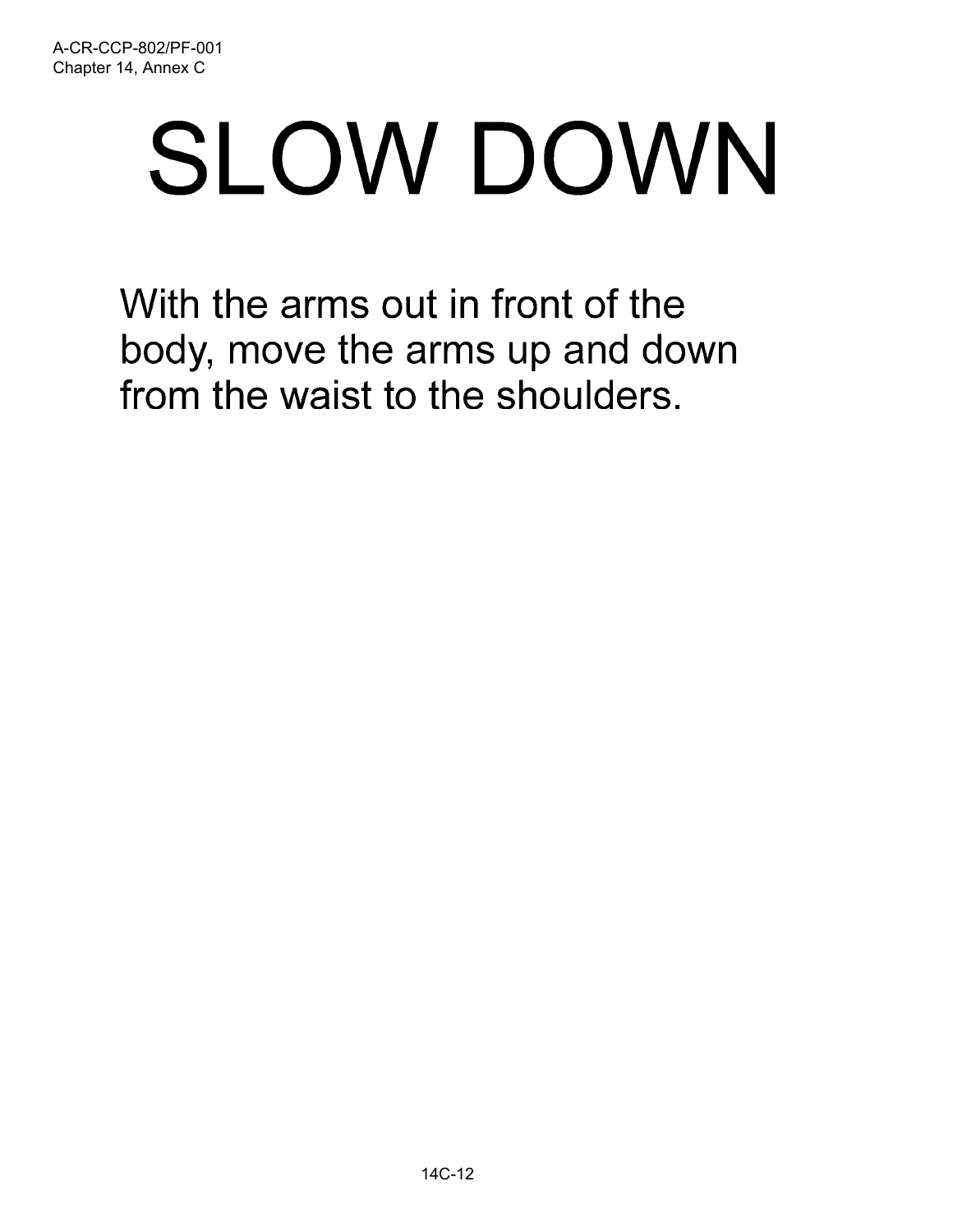# SLOW DOWN

With the arms out in front of the body, move the arms up and down from the waist to the shoulders.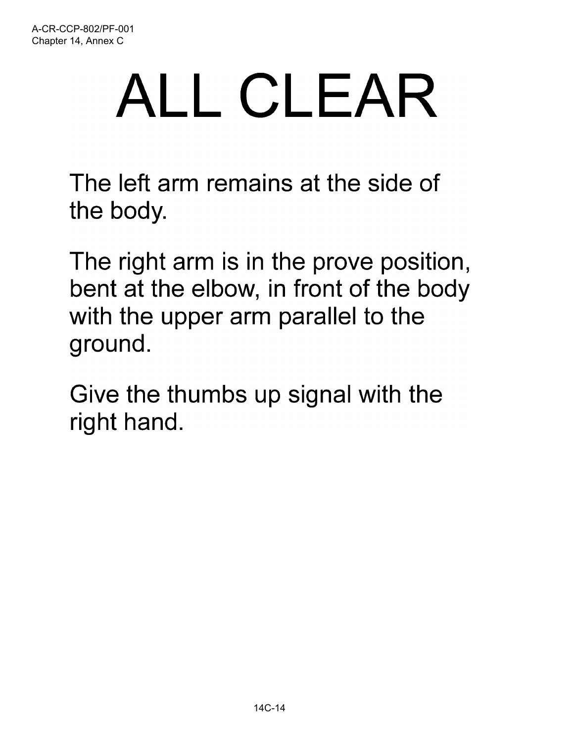# ALL CLEAR

The left arm remains at the side of the body.

The right arm is in the prove position, bent at the elbow, in front of the body with the upper arm parallel to the ground.

Give the thumbs up signal with the right hand.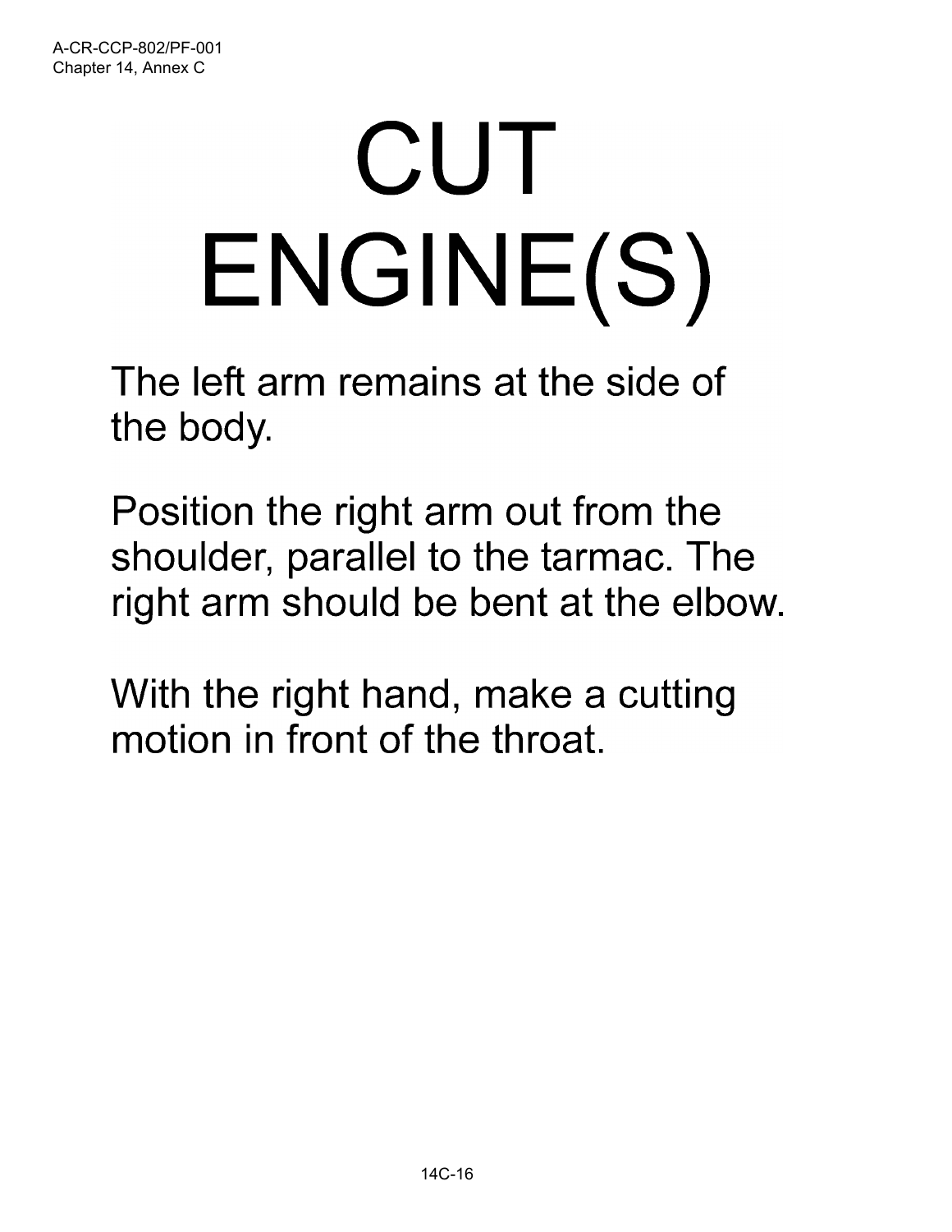# CUT ENGINE(S)

The left arm remains at the side of the body.

Position the right arm out from the shoulder, parallel to the tarmac. The right arm should be bent at the elbow.

With the right hand, make a cutting motion in front of the throat.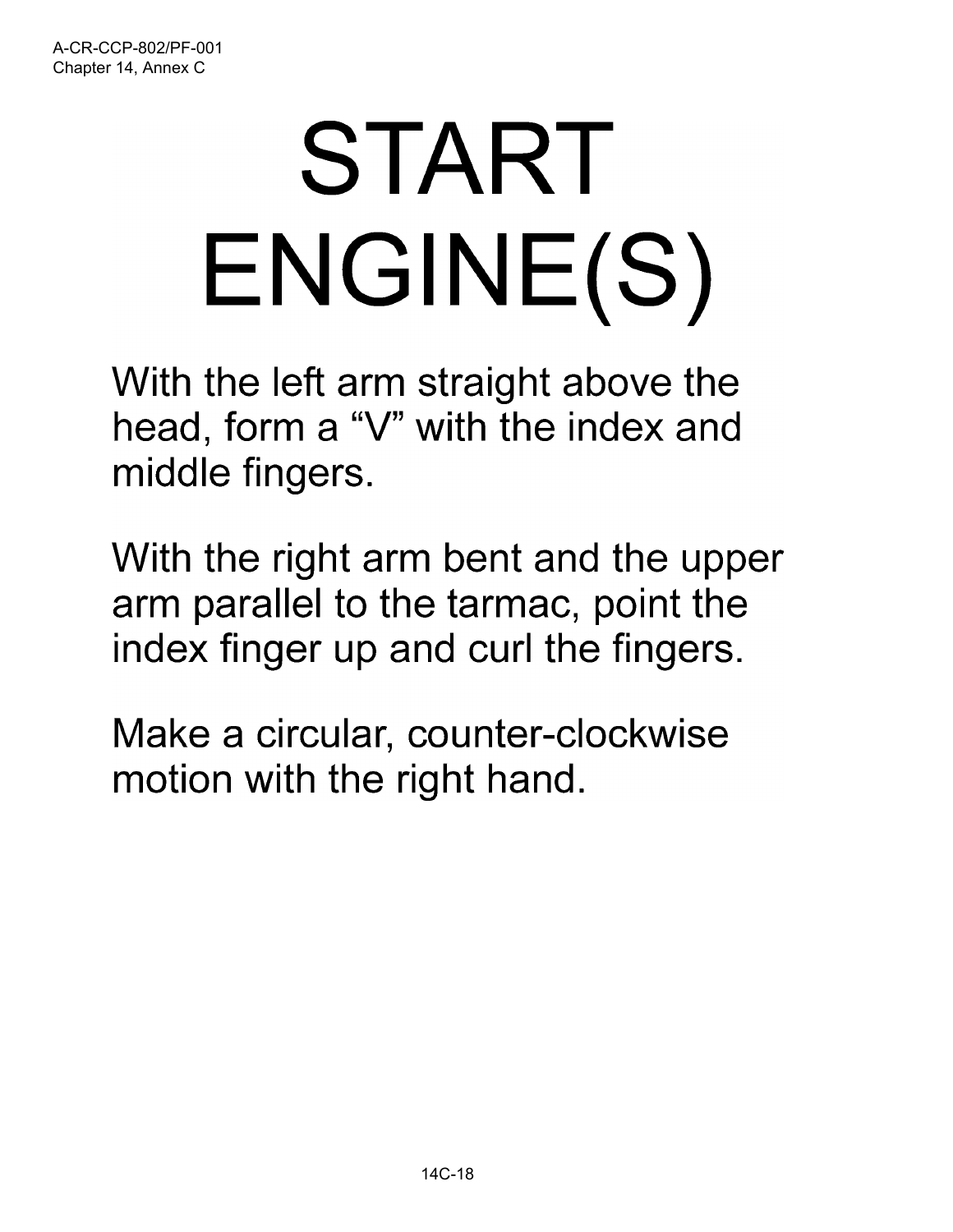# START ENGINE(S)

With the left arm straight above the head, form a “V” with the index and middle fingers.

With the right arm bent and the upper arm parallel to the tarmac, point the index finger up and curl the fingers.

Make a circular, counter-clockwise motion with the right hand.